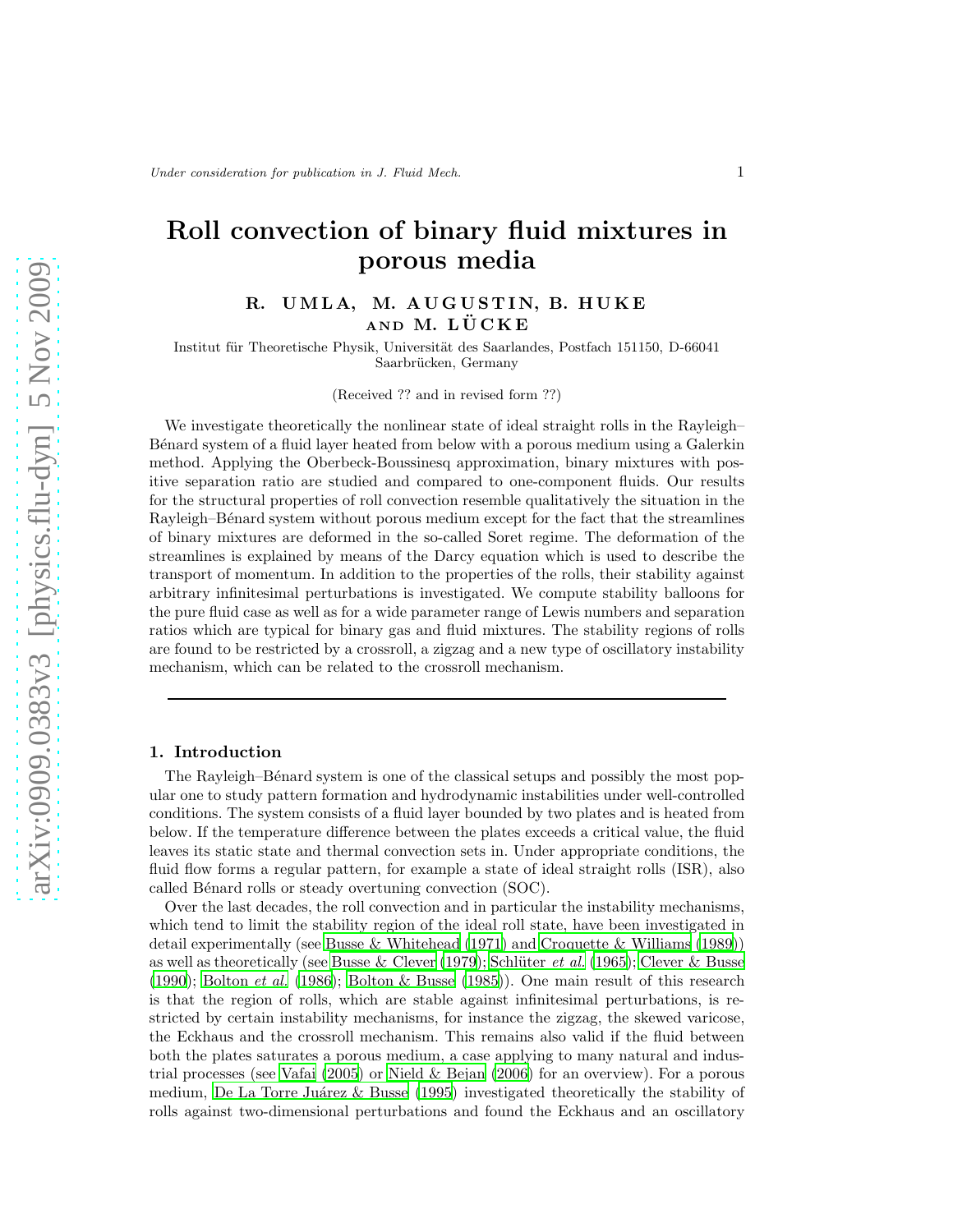# Roll convection of binary fluid mixtures in porous media

R. UMLA, M. AUGUSTIN, B. HUKE AND M. LÜCKE

Institut für Theoretische Physik, Universität des Saarlandes, Postfach 151150, D-66041 Saarbrücken, Germany

(Received ?? and in revised form ??)

We investigate theoretically the nonlinear state of ideal straight rolls in the Rayleigh–Bénard system of a fluid layer heated from below with a porous medium using a Galerkin method. Applying the Oberbeck-Boussinesq approximation, binary mixtures with positive separation ratio are studied and compared to one-component fluids. Our results for the structural properties of roll convection resemble qualitatively the situation in the Rayleigh–Bénard system without porous medium except for the fact that the streamlines of binary mixtures are deformed in the so-called Soret regime. The deformation of the streamlines is explained by means of the Darcy equation which is used to describe the transport of momentum. In addition to the properties of the rolls, their stability against arbitrary infinitesimal perturbations is investigated. We compute stability balloons for the pure fluid case as well as for a wide parameter range of Lewis numbers and separation ratios which are typical for binary gas and fluid mixtures. The stability regions of rolls are found to be restricted by a crossroll, a zigzag and a new type of oscillatory instability mechanism, which can be related to the crossroll mechanism.

---

## 1. Introduction

The Rayleigh–Bénard system is one of the classical setups and possibly the most popular one to study pattern formation and hydrodynamic instabilities under well-controlled conditions. The system consists of a fluid layer bounded by two plates and is heated from below. If the temperature difference between the plates exceeds a critical value, the fluid leaves its static state and thermal convection sets in. Under appropriate conditions, the fluid flow forms a regular pattern, for example a state of ideal straight rolls (ISR), also called Bénard rolls or steady overtuning convection (SOC).

Over the last decades, the roll convection and in particular the instability mechanisms, which tend to limit the stability region of the ideal roll state, have been investigated in detail experimentally (see Busse & Whitehead (1971) and Croquette & Williams (1989)) as well as theoretically (see Busse & Clever (1979); Schlüter *et al.* (1965); Clever & Busse (1990); Bolton *et al.* (1986); Bolton & Busse (1985)). One main result of this research is that the region of rolls, which are stable against infinitesimal perturbations, is restricted by certain instability mechanisms, for instance the zigzag, the skewed varicose, the Eckhaus and the crossroll mechanism. This remains also valid if the fluid between both the plates saturates a porous medium, a case applying to many natural and industrial processes (see Vafai (2005) or Nield & Bejan (2006) for an overview). For a porous medium, De La Torre Juárez & Busse (1995) investigated theoretically the stability of rolls against two-dimensional perturbations and found the Eckhaus and an oscillatory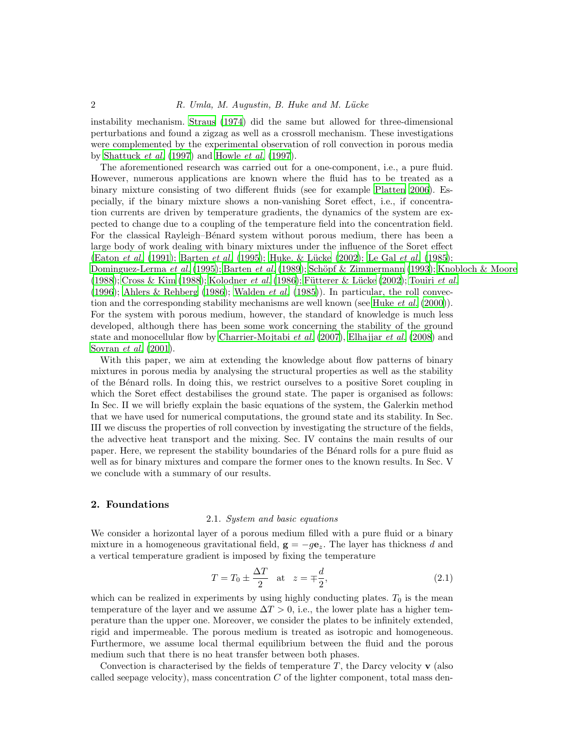instability mechanism. Straus (1974) did the same but allowed for three-dimensional perturbations and found a zigzag as well as a crossroll mechanism. These investigations were complemented by the experimental observation of roll convection in porous media by Shattuck *et al.* (1997) and Howle *et al.* (1997).

The aforementioned research was carried out for a one-component, i.e., a pure fluid. However, numerous applications are known where the fluid has to be treated as a binary mixture consisting of two different fluids (see for example Platten 2006). Especially, if the binary mixture shows a non-vanishing Soret effect, i.e., if concentration currents are driven by temperature gradients, the dynamics of the system are expected to change due to a coupling of the temperature field into the concentration field. For the classical Rayleigh–Bénard system without porous medium, there has been a large body of work dealing with binary mixtures under the influence of the Soret effect (Eaton *et al.* (1991); Barten *et al.* (1995); Huke. & Lücke (2002); Le Gal *et al.* (1985); Dominguez-Lerma *et al.* (1995); Barten *et al.* (1989); Schöpf & Zimmermann (1993); Knobloch & Moore (1988); Cross & Kim (1988); Kolodner *et al.* (1986); Fütterer & Lücke (2002); Touiri *et al.* (1996); Ahlers & Rehberg (1986); Walden *et al.* (1985)). In particular, the roll convection and the corresponding stability mechanisms are well known (see Huke *et al.* (2000)). For the system with porous medium, however, the standard of knowledge is much less developed, although there has been some work concerning the stability of the ground state and monocellular flow by Charrier-Mojtabi *et al.* (2007), Elhajjar *et al.* (2008) and Sovran *et al.* (2001).

With this paper, we aim at extending the knowledge about flow patterns of binary mixtures in porous media by analysing the structural properties as well as the stability of the Bénard rolls. In doing this, we restrict ourselves to a positive Soret coupling in which the Soret effect destabilises the ground state. The paper is organised as follows: In Sec. II we will briefly explain the basic equations of the system, the Galerkin method that we have used for numerical computations, the ground state and its stability. In Sec. III we discuss the properties of roll convection by investigating the structure of the fields, the advective heat transport and the mixing. Sec. IV contains the main results of our paper. Here, we represent the stability boundaries of the Bénard rolls for a pure fluid as well as for binary mixtures and compare the former ones to the known results. In Sec. V we conclude with a summary of our results.

## 2. Foundations

### 2.1. *System and basic equations*

We consider a horizontal layer of a porous medium filled with a pure fluid or a binary mixture in a homogeneous gravitational field, $\mathbf{g} = -g\mathbf{e}_z$. The layer has thickness $d$ and a vertical temperature gradient is imposed by fixing the temperature

$$T = T_0 \pm \frac{\Delta T}{2} \quad \text{at} \quad z = \mp\frac{d}{2}, \tag{2.1}$$

which can be realized in experiments by using highly conducting plates. $T_0$ is the mean temperature of the layer and we assume $\Delta T > 0$, i.e., the lower plate has a higher temperature than the upper one. Moreover, we consider the plates to be infinitely extended, rigid and impermeable. The porous medium is treated as isotropic and homogeneous. Furthermore, we assume local thermal equilibrium between the fluid and the porous medium such that there is no heat transfer between both phases.

Convection is characterised by the fields of temperature $T$, the Darcy velocity $\mathbf{v}$ (also called seepage velocity), mass concentration $C$ of the lighter component, total mass den-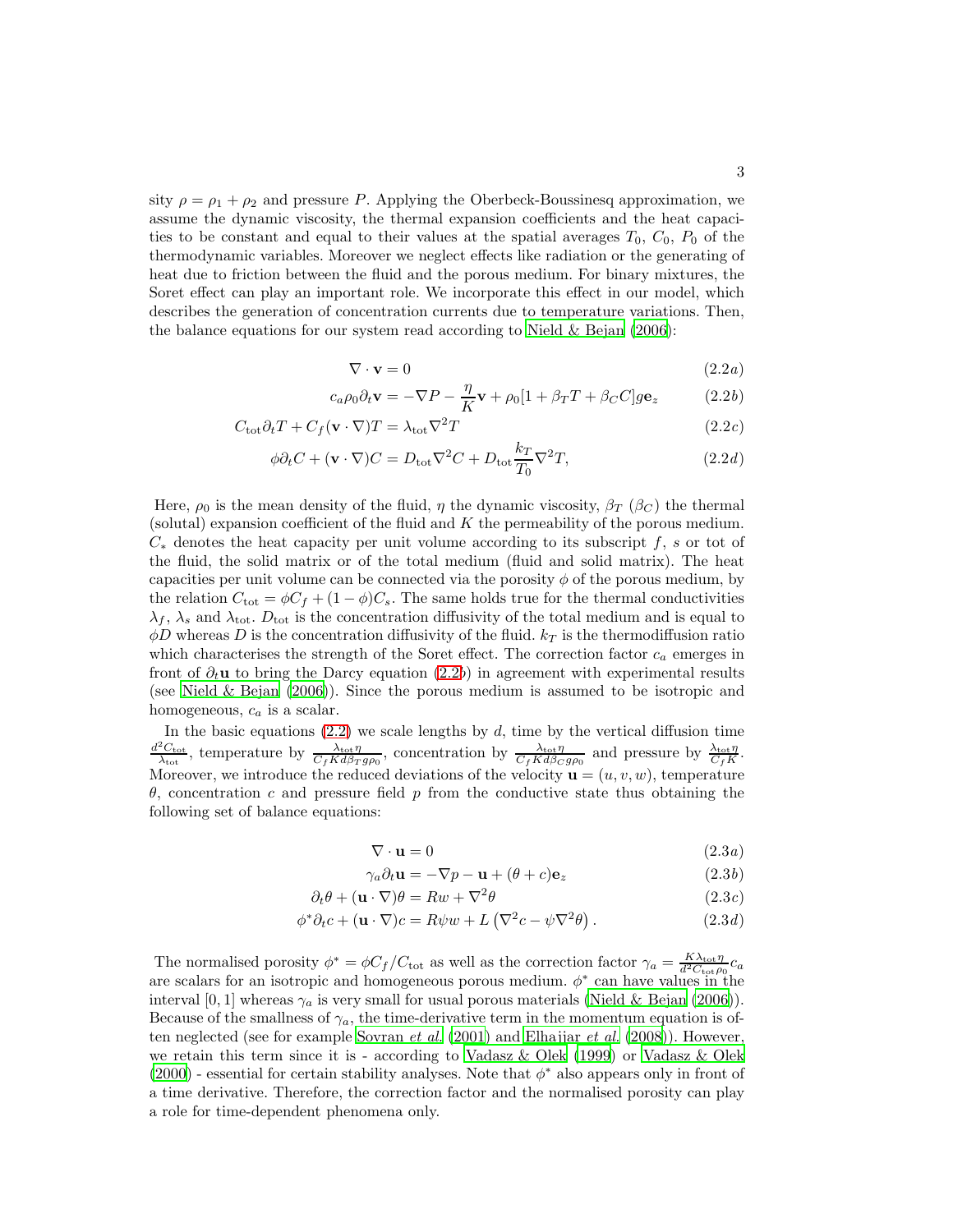sity $\rho = \rho_1 + \rho_2$ and pressure $P$. Applying the Oberbeck-Boussinesq approximation, we assume the dynamic viscosity, the thermal expansion coefficients and the heat capacities to be constant and equal to their values at the spatial averages $T_0$, $C_0$, $P_0$ of the thermodynamic variables. Moreover we neglect effects like radiation or the generating of heat due to friction between the fluid and the porous medium. For binary mixtures, the Soret effect can play an important role. We incorporate this effect in our model, which describes the generation of concentration currents due to temperature variations. Then, the balance equations for our system read according to Nield & Bejan (2006):

$$\nabla \cdot \mathbf{v} = 0 \tag{2.2a}$$

$$c_a \rho_0 \partial_t \mathbf{v} = -\nabla P - \frac{\eta}{K}\mathbf{v} + \rho_0[1 + \beta_T T + \beta_C C] g \mathbf{e}_z \tag{2.2b}$$

$$C_{\text{tot}} \partial_t T + C_f (\mathbf{v} \cdot \nabla) T = \lambda_{\text{tot}} \nabla^2 T \tag{2.2c}$$

$$\phi \partial_t C + (\mathbf{v} \cdot \nabla) C = D_{\text{tot}} \nabla^2 C + D_{\text{tot}} \frac{k_T}{T_0} \nabla^2 T, \tag{2.2d}$$

Here, $\rho_0$ is the mean density of the fluid, $\eta$ the dynamic viscosity, $\beta_T$ ($\beta_C$) the thermal (solutal) expansion coefficient of the fluid and $K$ the permeability of the porous medium. $C_*$ denotes the heat capacity per unit volume according to its subscript $f$, $s$ or tot of the fluid, the solid matrix or of the total medium (fluid and solid matrix). The heat capacities per unit volume can be connected via the porosity $\phi$ of the porous medium, by the relation $C_{\text{tot}} = \phi C_f + (1 - \phi) C_s$. The same holds true for the thermal conductivities $\lambda_f$, $\lambda_s$ and $\lambda_{\text{tot}}$. $D_{\text{tot}}$ is the concentration diffusivity of the total medium and is equal to $\phi D$ whereas $D$ is the concentration diffusivity of the fluid. $k_T$ is the thermodiffusion ratio which characterises the strength of the Soret effect. The correction factor $c_a$ emerges in front of $\partial_t \mathbf{u}$ to bring the Darcy equation (2.2*b*) in agreement with experimental results (see Nield & Bejan (2006)). Since the porous medium is assumed to be isotropic and homogeneous, $c_a$ is a scalar.

In the basic equations (2.2) we scale lengths by $d$, time by the vertical diffusion time $\frac{d^2 C_{\text{tot}}}{\lambda_{\text{tot}}}$, temperature by $\frac{\lambda_{\text{tot}}\eta}{C_f K d \beta_T g \rho_0}$, concentration by $\frac{\lambda_{\text{tot}}\eta}{C_f K d \beta_C g \rho_0}$ and pressure by $\frac{\lambda_{\text{tot}}\eta}{C_f K}$. Moreover, we introduce the reduced deviations of the velocity $\mathbf{u} = (u, v, w)$, temperature $\theta$, concentration $c$ and pressure field $p$ from the conductive state thus obtaining the following set of balance equations:

$$\nabla \cdot \mathbf{u} = 0 \tag{2.3a}$$

$$\gamma_a \partial_t \mathbf{u} = -\nabla p - \mathbf{u} + (\theta + c)\mathbf{e}_z \tag{2.3b}$$

$$\partial_t \theta + (\mathbf{u} \cdot \nabla)\theta = R w + \nabla^2 \theta \tag{2.3c}$$

$$\phi^* \partial_t c + (\mathbf{u} \cdot \nabla) c = R \psi w + L\left(\nabla^2 c - \psi \nabla^2 \theta\right). \tag{2.3d}$$

The normalised porosity $\phi^* = \phi C_f / C_{\text{tot}}$ as well as the correction factor $\gamma_a = \frac{K \lambda_{\text{tot}} \eta}{d^2 C_{\text{tot}} \rho_0} c_a$ are scalars for an isotropic and homogeneous porous medium. $\phi^*$ can have values in the interval $[0, 1]$ whereas $\gamma_a$ is very small for usual porous materials (Nield & Bejan (2006)). Because of the smallness of $\gamma_a$, the time-derivative term in the momentum equation is often neglected (see for example Sovran *et al.* (2001) and Elhajjar *et al.* (2008)). However, we retain this term since it is - according to Vadasz & Olek (1999) or Vadasz & Olek (2000) - essential for certain stability analyses. Note that $\phi^*$ also appears only in front of a time derivative. Therefore, the correction factor and the normalised porosity can play a role for time-dependent phenomena only.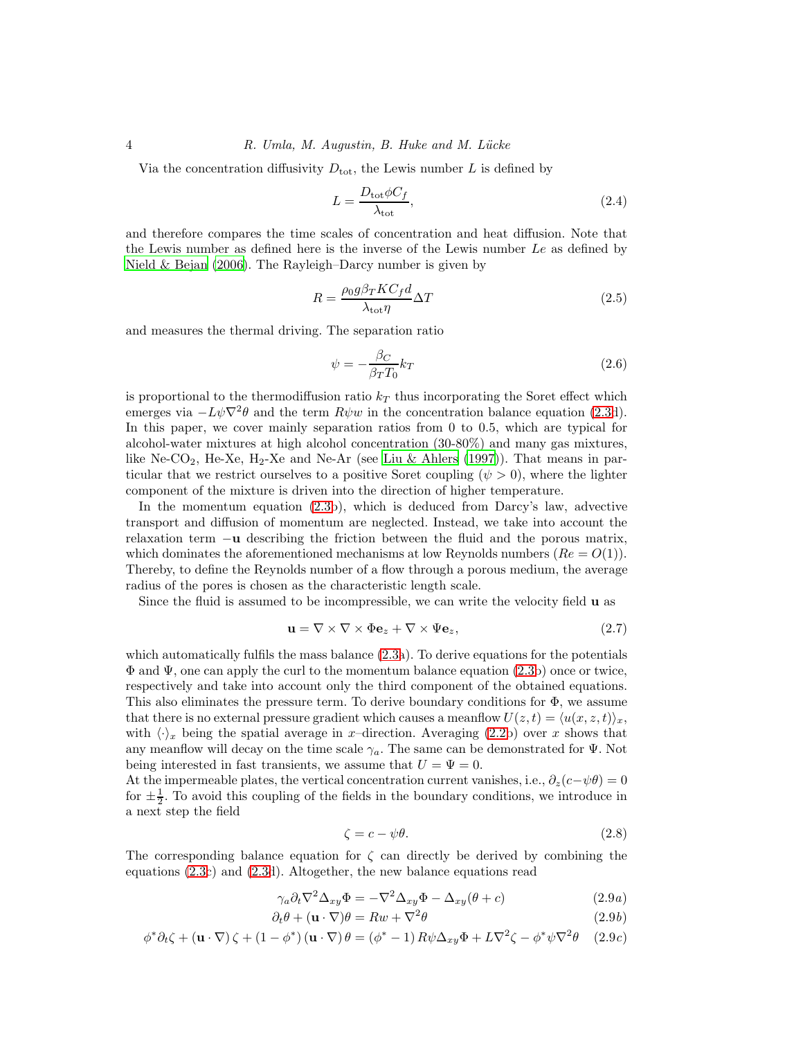Via the concentration diffusivity $D_{\mathrm{tot}}$, the Lewis number $L$ is defined by

$$L = \frac{D_{\mathrm{tot}} \phi C_f}{\lambda_{\mathrm{tot}}}, \tag{2.4}$$

and therefore compares the time scales of concentration and heat diffusion. Note that the Lewis number as defined here is the inverse of the Lewis number $Le$ as defined by Nield & Bejan (2006). The Rayleigh–Darcy number is given by

$$R = \frac{\rho_0 g \beta_T K C_f d}{\lambda_{\mathrm{tot}} \eta} \Delta T \tag{2.5}$$

and measures the thermal driving. The separation ratio

$$\psi = -\frac{\beta_C}{\beta_T T_0} k_T \tag{2.6}$$

is proportional to the thermodiffusion ratio $k_T$ thus incorporating the Soret effect which emerges via $-L\psi\nabla^2\theta$ and the term $R\psi w$ in the concentration balance equation (2.3d). In this paper, we cover mainly separation ratios from 0 to 0.5, which are typical for alcohol-water mixtures at high alcohol concentration (30-80%) and many gas mixtures, like Ne-$CO_2$, He-Xe, $H_2$-Xe and Ne-Ar (see Liu & Ahlers (1997)). That means in particular that we restrict ourselves to a positive Soret coupling ($\psi > 0$), where the lighter component of the mixture is driven into the direction of higher temperature.

In the momentum equation (2.3b), which is deduced from Darcy's law, advective transport and diffusion of momentum are neglected. Instead, we take into account the relaxation term $-\mathbf{u}$ describing the friction between the fluid and the porous matrix, which dominates the aforementioned mechanisms at low Reynolds numbers ($Re = O(1)$). Thereby, to define the Reynolds number of a flow through a porous medium, the average radius of the pores is chosen as the characteristic length scale.

Since the fluid is assumed to be incompressible, we can write the velocity field $\mathbf{u}$ as

$$\mathbf{u} = \nabla \times \nabla \times \Phi \mathbf{e}_z + \nabla \times \Psi \mathbf{e}_z, \tag{2.7}$$

which automatically fulfils the mass balance (2.3a). To derive equations for the potentials $\Phi$ and $\Psi$, one can apply the curl to the momentum balance equation (2.3b) once or twice, respectively and take into account only the third component of the obtained equations. This also eliminates the pressure term. To derive boundary conditions for $\Phi$, we assume that there is no external pressure gradient which causes a meanflow $U(z,t) = \langle u(x,z,t) \rangle_x$, with $\langle \cdot \rangle_x$ being the spatial average in $x$–direction. Averaging (2.2b) over $x$ shows that any meanflow will decay on the time scale $\gamma_a$. The same can be demonstrated for $\Psi$. Not being interested in fast transients, we assume that $U = \Psi = 0$.

At the impermeable plates, the vertical concentration current vanishes, i.e., $\partial_z(c - \psi\theta) = 0$ for $\pm\frac{1}{2}$. To avoid this coupling of the fields in the boundary conditions, we introduce in a next step the field

$$\zeta = c - \psi\theta. \tag{2.8}$$

The corresponding balance equation for $\zeta$ can directly be derived by combining the equations (2.3c) and (2.3d). Altogether, the new balance equations read

$$\gamma_a \partial_t \nabla^2 \Delta_{xy} \Phi = -\nabla^2 \Delta_{xy} \Phi - \Delta_{xy}(\theta + c) \tag{2.9a}$$

$$\partial_t \theta + (\mathbf{u} \cdot \nabla)\theta = Rw + \nabla^2 \theta \tag{2.9b}$$

$$\phi^* \partial_t \zeta + (\mathbf{u} \cdot \nabla)\zeta + (1 - \phi^*)(\mathbf{u} \cdot \nabla)\theta = (\phi^* - 1) R\psi \Delta_{xy} \Phi + L\nabla^2 \zeta - \phi^* \psi \nabla^2 \theta \tag{2.9c}$$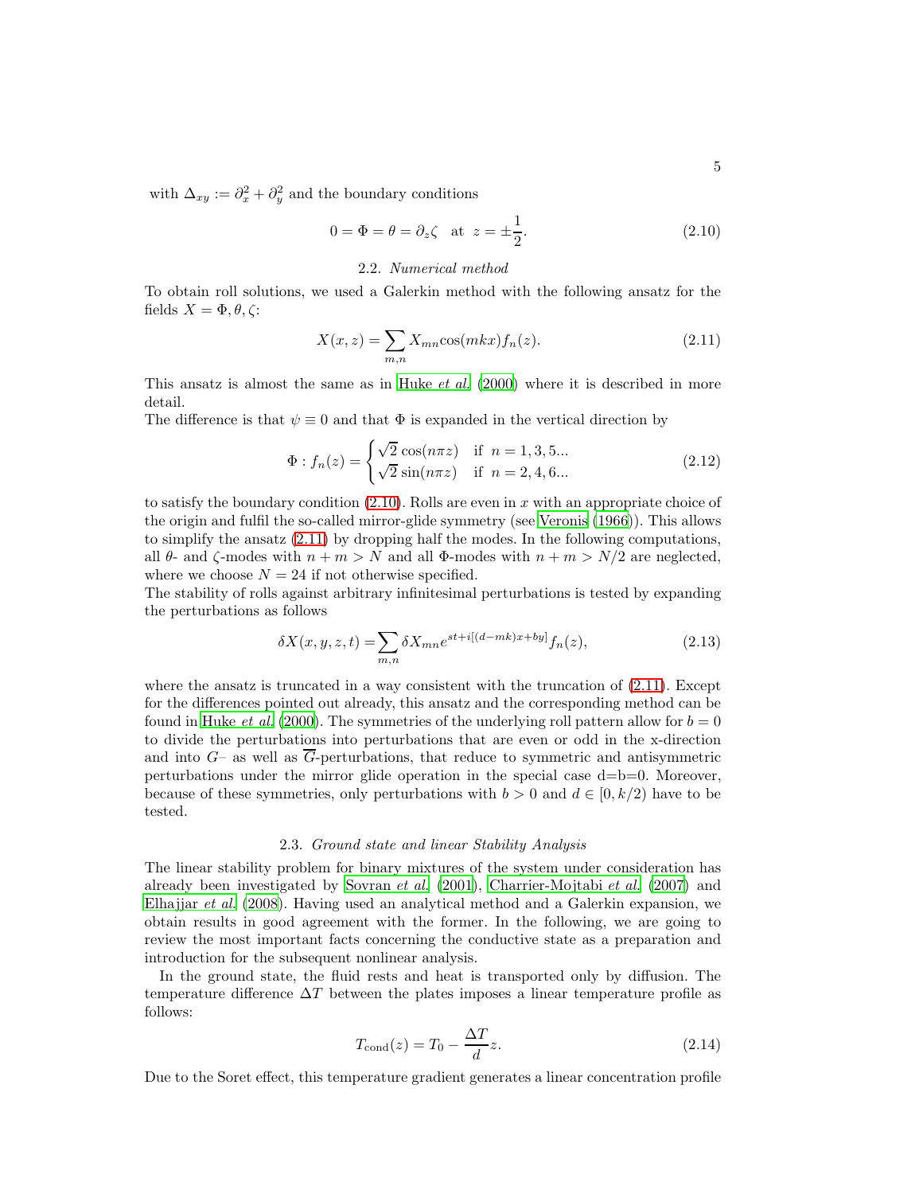with $\Delta_{xy} := \partial_x^2 + \partial_y^2$ and the boundary conditions

$$0 = \Phi = \theta = \partial_z \zeta \quad \text{at} \;\; z = \pm\frac{1}{2}. \tag{2.10}$$

### 2.2. *Numerical method*

To obtain roll solutions, we used a Galerkin method with the following ansatz for the fields $X = \Phi, \theta, \zeta$:

$$X(x, z) = \sum_{m,n} X_{mn} \cos(mkx) f_n(z). \tag{2.11}$$

This ansatz is almost the same as in Huke *et al.* (2000) where it is described in more detail.
The difference is that $\psi \equiv 0$ and that $\Phi$ is expanded in the vertical direction by

$$\Phi : f_n(z) = \begin{cases} \sqrt{2}\cos(n\pi z) & \text{if} \;\; n = 1, 3, 5... \\ \sqrt{2}\sin(n\pi z) & \text{if} \;\; n = 2, 4, 6... \end{cases} \tag{2.12}$$

to satisfy the boundary condition (2.10). Rolls are even in $x$ with an appropriate choice of the origin and fulfil the so-called mirror-glide symmetry (see Veronis (1966)). This allows to simplify the ansatz (2.11) by dropping half the modes. In the following computations, all $\theta$- and $\zeta$-modes with $n + m > N$ and all $\Phi$-modes with $n + m > N/2$ are neglected, where we choose $N = 24$ if not otherwise specified.
The stability of rolls against arbitrary infinitesimal perturbations is tested by expanding the perturbations as follows

$$\delta X(x, y, z, t) = \sum_{m,n} \delta X_{mn} e^{st + i[(d - mk)x + by]} f_n(z), \tag{2.13}$$

where the ansatz is truncated in a way consistent with the truncation of (2.11). Except for the differences pointed out already, this ansatz and the corresponding method can be found in Huke *et al.* (2000). The symmetries of the underlying roll pattern allow for $b = 0$ to divide the perturbations into perturbations that are even or odd in the x-direction and into $G$– as well as $\overline{G}$-perturbations, that reduce to symmetric and antisymmetric perturbations under the mirror glide operation in the special case d=b=0. Moreover, because of these symmetries, only perturbations with $b > 0$ and $d \in [0, k/2)$ have to be tested.

### 2.3. *Ground state and linear Stability Analysis*

The linear stability problem for binary mixtures of the system under consideration has already been investigated by Sovran *et al.* (2001), Charrier-Mojtabi *et al.* (2007) and Elhajjar *et al.* (2008). Having used an analytical method and a Galerkin expansion, we obtain results in good agreement with the former. In the following, we are going to review the most important facts concerning the conductive state as a preparation and introduction for the subsequent nonlinear analysis.

In the ground state, the fluid rests and heat is transported only by diffusion. The temperature difference $\Delta T$ between the plates imposes a linear temperature profile as follows:

$$T_{\text{cond}}(z) = T_0 - \frac{\Delta T}{d} z. \tag{2.14}$$

Due to the Soret effect, this temperature gradient generates a linear concentration profile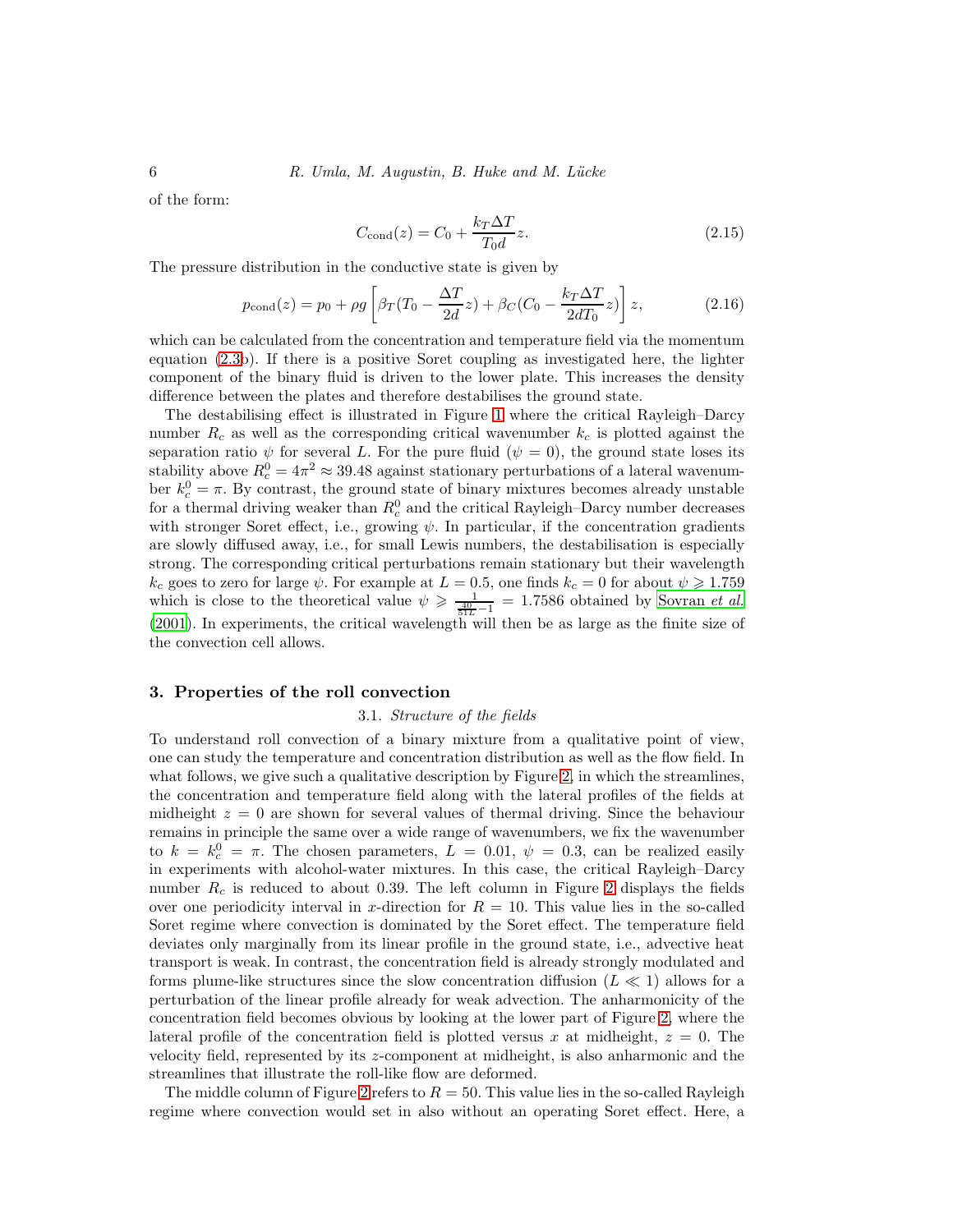of the form:

$$C_{\rm cond}(z) = C_0 + \frac{k_T \Delta T}{T_0 d} z. \tag{2.15}$$

The pressure distribution in the conductive state is given by

$$p_{\rm cond}(z) = p_0 + \rho g \left[ \beta_T (T_0 - \frac{\Delta T}{2d} z) + \beta_C (C_0 - \frac{k_T \Delta T}{2 d T_0} z) \right] z, \tag{2.16}$$

which can be calculated from the concentration and temperature field via the momentum equation (2.3b). If there is a positive Soret coupling as investigated here, the lighter component of the binary fluid is driven to the lower plate. This increases the density difference between the plates and therefore destabilises the ground state.

The destabilising effect is illustrated in Figure 1 where the critical Rayleigh–Darcy number $R_c$ as well as the corresponding critical wavenumber $k_c$ is plotted against the separation ratio $\psi$ for several $L$. For the pure fluid ($\psi = 0$), the ground state loses its stability above $R_c^0 = 4\pi^2 \approx 39.48$ against stationary perturbations of a lateral wavenumber $k_c^0 = \pi$. By contrast, the ground state of binary mixtures becomes already unstable for a thermal driving weaker than $R_c^0$ and the critical Rayleigh–Darcy number decreases with stronger Soret effect, i.e., growing $\psi$. In particular, if the concentration gradients are slowly diffused away, i.e., for small Lewis numbers, the destabilisation is especially strong. The corresponding critical perturbations remain stationary but their wavelength $k_c$ goes to zero for large $\psi$. For example at $L = 0.5$, one finds $k_c = 0$ for about $\psi \geqslant 1.759$ which is close to the theoretical value $\psi \geqslant \frac{1}{\frac{40}{51L}-1} = 1.7586$ obtained by Sovran *et al.* (2001). In experiments, the critical wavelength will then be as large as the finite size of the convection cell allows.

## 3. Properties of the roll convection

### 3.1. *Structure of the fields*

To understand roll convection of a binary mixture from a qualitative point of view, one can study the temperature and concentration distribution as well as the flow field. In what follows, we give such a qualitative description by Figure 2, in which the streamlines, the concentration and temperature field along with the lateral profiles of the fields at midheight $z = 0$ are shown for several values of thermal driving. Since the behaviour remains in principle the same over a wide range of wavenumbers, we fix the wavenumber to $k = k_c^0 = \pi$. The chosen parameters, $L = 0.01$, $\psi = 0.3$, can be realized easily in experiments with alcohol-water mixtures. In this case, the critical Rayleigh–Darcy number $R_c$ is reduced to about 0.39. The left column in Figure 2 displays the fields over one periodicity interval in $x$-direction for $R = 10$. This value lies in the so-called Soret regime where convection is dominated by the Soret effect. The temperature field deviates only marginally from its linear profile in the ground state, i.e., advective heat transport is weak. In contrast, the concentration field is already strongly modulated and forms plume-like structures since the slow concentration diffusion ($L \ll 1$) allows for a perturbation of the linear profile already for weak advection. The anharmonicity of the concentration field becomes obvious by looking at the lower part of Figure 2, where the lateral profile of the concentration field is plotted versus $x$ at midheight, $z = 0$. The velocity field, represented by its $z$-component at midheight, is also anharmonic and the streamlines that illustrate the roll-like flow are deformed.

The middle column of Figure 2 refers to $R = 50$. This value lies in the so-called Rayleigh regime where convection would set in also without an operating Soret effect. Here, a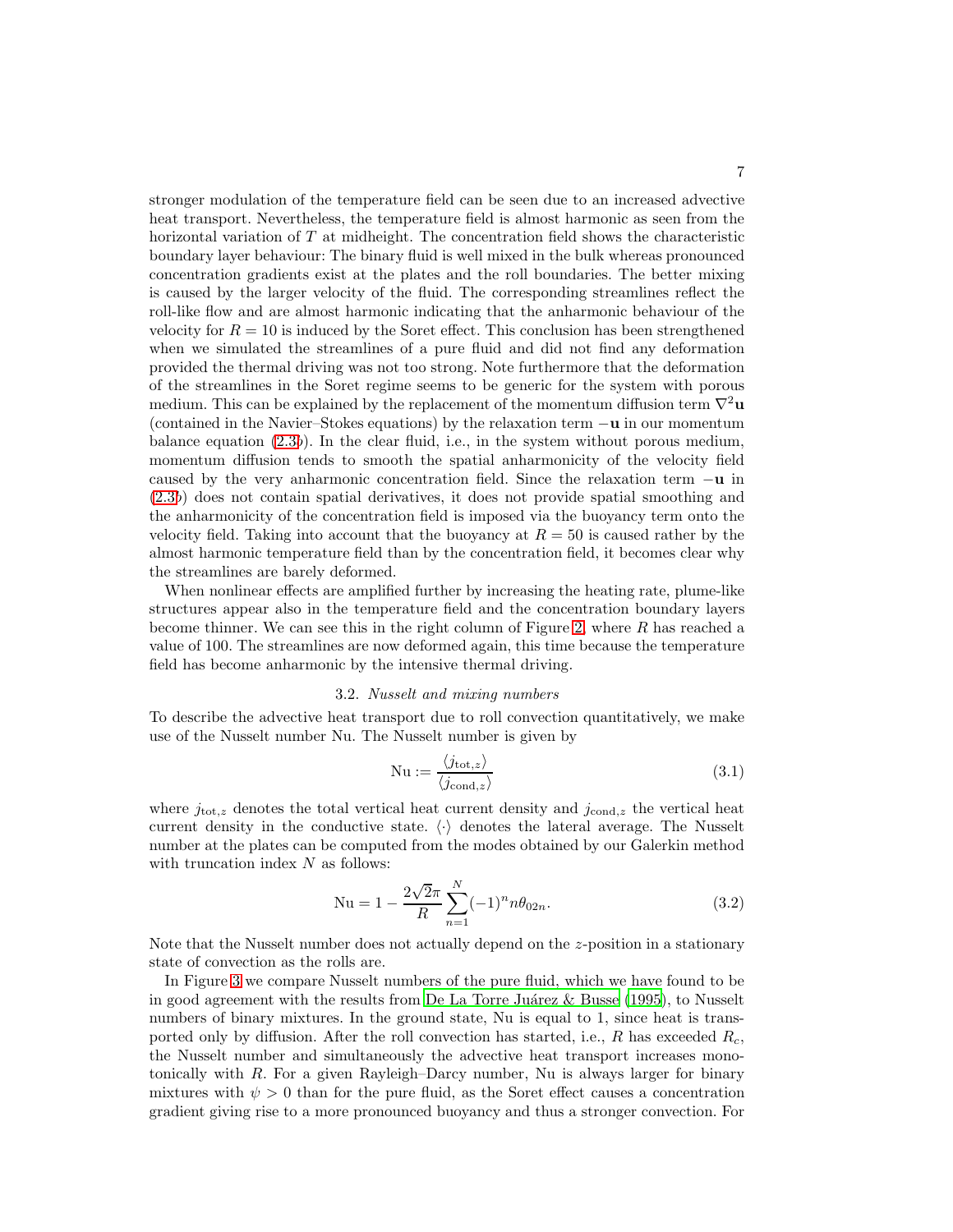stronger modulation of the temperature field can be seen due to an increased advective heat transport. Nevertheless, the temperature field is almost harmonic as seen from the horizontal variation of $T$ at midheight. The concentration field shows the characteristic boundary layer behaviour: The binary fluid is well mixed in the bulk whereas pronounced concentration gradients exist at the plates and the roll boundaries. The better mixing is caused by the larger velocity of the fluid. The corresponding streamlines reflect the roll-like flow and are almost harmonic indicating that the anharmonic behaviour of the velocity for $R = 10$ is induced by the Soret effect. This conclusion has been strengthened when we simulated the streamlines of a pure fluid and did not find any deformation provided the thermal driving was not too strong. Note furthermore that the deformation of the streamlines in the Soret regime seems to be generic for the system with porous medium. This can be explained by the replacement of the momentum diffusion term $\nabla^2\mathbf{u}$ (contained in the Navier–Stokes equations) by the relaxation term $-\mathbf{u}$ in our momentum balance equation (2.3*b*). In the clear fluid, i.e., in the system without porous medium, momentum diffusion tends to smooth the spatial anharmonicity of the velocity field caused by the very anharmonic concentration field. Since the relaxation term $-\mathbf{u}$ in (2.3*b*) does not contain spatial derivatives, it does not provide spatial smoothing and the anharmonicity of the concentration field is imposed via the buoyancy term onto the velocity field. Taking into account that the buoyancy at $R = 50$ is caused rather by the almost harmonic temperature field than by the concentration field, it becomes clear why the streamlines are barely deformed.

When nonlinear effects are amplified further by increasing the heating rate, plume-like structures appear also in the temperature field and the concentration boundary layers become thinner. We can see this in the right column of Figure 2, where $R$ has reached a value of 100. The streamlines are now deformed again, this time because the temperature field has become anharmonic by the intensive thermal driving.

### 3.2. *Nusselt and mixing numbers*

To describe the advective heat transport due to roll convection quantitatively, we make use of the Nusselt number Nu. The Nusselt number is given by

$$\mathrm{Nu} := \frac{\langle j_{\mathrm{tot},z}\rangle}{\langle j_{\mathrm{cond},z}\rangle} \tag{3.1}$$

where $j_{\mathrm{tot},z}$ denotes the total vertical heat current density and $j_{\mathrm{cond},z}$ the vertical heat current density in the conductive state. $\langle\cdot\rangle$ denotes the lateral average. The Nusselt number at the plates can be computed from the modes obtained by our Galerkin method with truncation index $N$ as follows:

$$\mathrm{Nu} = 1 - \frac{2\sqrt{2}\pi}{R}\sum_{n=1}^{N}(-1)^n n\theta_{02n}. \tag{3.2}$$

Note that the Nusselt number does not actually depend on the $z$-position in a stationary state of convection as the rolls are.

In Figure 3 we compare Nusselt numbers of the pure fluid, which we have found to be in good agreement with the results from De La Torre Juárez & Busse (1995), to Nusselt numbers of binary mixtures. In the ground state, Nu is equal to 1, since heat is transported only by diffusion. After the roll convection has started, i.e., $R$ has exceeded $R_c$, the Nusselt number and simultaneously the advective heat transport increases monotonically with $R$. For a given Rayleigh–Darcy number, Nu is always larger for binary mixtures with $\psi > 0$ than for the pure fluid, as the Soret effect causes a concentration gradient giving rise to a more pronounced buoyancy and thus a stronger convection. For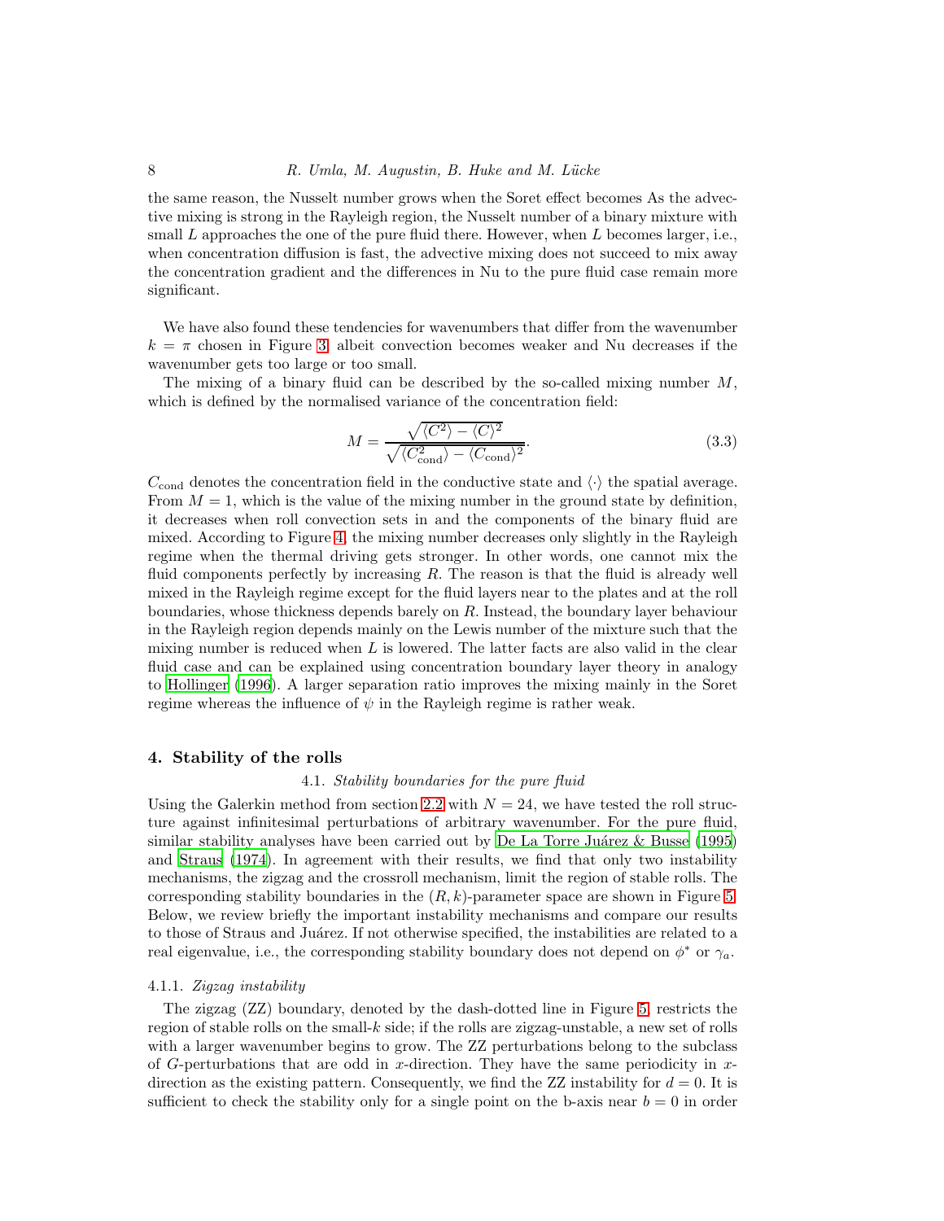the same reason, the Nusselt number grows when the Soret effect becomes As the advective mixing is strong in the Rayleigh region, the Nusselt number of a binary mixture with small $L$ approaches the one of the pure fluid there. However, when $L$ becomes larger, i.e., when concentration diffusion is fast, the advective mixing does not succeed to mix away the concentration gradient and the differences in Nu to the pure fluid case remain more significant.

We have also found these tendencies for wavenumbers that differ from the wavenumber $k = \pi$ chosen in Figure 3, albeit convection becomes weaker and Nu decreases if the wavenumber gets too large or too small.

The mixing of a binary fluid can be described by the so-called mixing number $M$, which is defined by the normalised variance of the concentration field:

$$M = \frac{\sqrt{\langle C^2 \rangle - \langle C \rangle^2}}{\sqrt{\langle C_{\text{cond}}^2 \rangle - \langle C_{\text{cond}} \rangle^2}}. \tag{3.3}$$

$C_{\text{cond}}$ denotes the concentration field in the conductive state and $\langle \cdot \rangle$ the spatial average. From $M = 1$, which is the value of the mixing number in the ground state by definition, it decreases when roll convection sets in and the components of the binary fluid are mixed. According to Figure 4, the mixing number decreases only slightly in the Rayleigh regime when the thermal driving gets stronger. In other words, one cannot mix the fluid components perfectly by increasing $R$. The reason is that the fluid is already well mixed in the Rayleigh regime except for the fluid layers near to the plates and at the roll boundaries, whose thickness depends barely on $R$. Instead, the boundary layer behaviour in the Rayleigh region depends mainly on the Lewis number of the mixture such that the mixing number is reduced when $L$ is lowered. The latter facts are also valid in the clear fluid case and can be explained using concentration boundary layer theory in analogy to Hollinger (1996). A larger separation ratio improves the mixing mainly in the Soret regime whereas the influence of $\psi$ in the Rayleigh regime is rather weak.

## 4. Stability of the rolls

### 4.1. *Stability boundaries for the pure fluid*

Using the Galerkin method from section 2.2 with $N = 24$, we have tested the roll structure against infinitesimal perturbations of arbitrary wavenumber. For the pure fluid, similar stability analyses have been carried out by De La Torre Juárez & Busse (1995) and Straus (1974). In agreement with their results, we find that only two instability mechanisms, the zigzag and the crossroll mechanism, limit the region of stable rolls. The corresponding stability boundaries in the $(R, k)$-parameter space are shown in Figure 5. Below, we review briefly the important instability mechanisms and compare our results to those of Straus and Juárez. If not otherwise specified, the instabilities are related to a real eigenvalue, i.e., the corresponding stability boundary does not depend on $\phi^*$ or $\gamma_a$.

#### 4.1.1. *Zigzag instability*

The zigzag (ZZ) boundary, denoted by the dash-dotted line in Figure 5, restricts the region of stable rolls on the small-$k$ side; if the rolls are zigzag-unstable, a new set of rolls with a larger wavenumber begins to grow. The ZZ perturbations belong to the subclass of $G$-perturbations that are odd in $x$-direction. They have the same periodicity in $x$-direction as the existing pattern. Consequently, we find the ZZ instability for $d = 0$. It is sufficient to check the stability only for a single point on the b-axis near $b = 0$ in order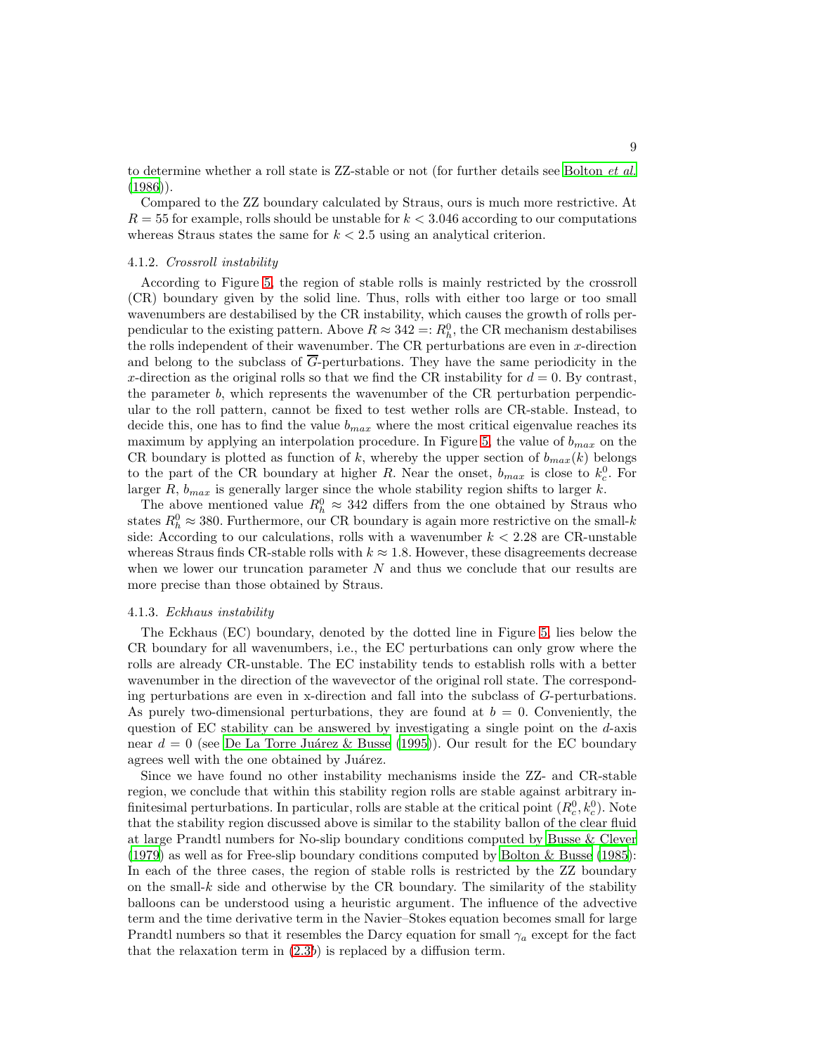to determine whether a roll state is ZZ-stable or not (for further details see Bolton *et al.* (1986)).

Compared to the ZZ boundary calculated by Straus, ours is much more restrictive. At $R = 55$ for example, rolls should be unstable for $k < 3.046$ according to our computations whereas Straus states the same for $k < 2.5$ using an analytical criterion.

#### 4.1.2. *Crossroll instability*

According to Figure 5, the region of stable rolls is mainly restricted by the crossroll (CR) boundary given by the solid line. Thus, rolls with either too large or too small wavenumbers are destabilised by the CR instability, which causes the growth of rolls perpendicular to the existing pattern. Above $R \approx 342 =: R_h^0$, the CR mechanism destabilises the rolls independent of their wavenumber. The CR perturbations are even in $x$-direction and belong to the subclass of $\overline{G}$-perturbations. They have the same periodicity in the $x$-direction as the original rolls so that we find the CR instability for $d = 0$. By contrast, the parameter $b$, which represents the wavenumber of the CR perturbation perpendicular to the roll pattern, cannot be fixed to test wether rolls are CR-stable. Instead, to decide this, one has to find the value $b_{max}$ where the most critical eigenvalue reaches its maximum by applying an interpolation procedure. In Figure 5, the value of $b_{max}$ on the CR boundary is plotted as function of $k$, whereby the upper section of $b_{max}(k)$ belongs to the part of the CR boundary at higher $R$. Near the onset, $b_{max}$ is close to $k_c^0$. For larger $R$, $b_{max}$ is generally larger since the whole stability region shifts to larger $k$.

The above mentioned value $R_h^0 \approx 342$ differs from the one obtained by Straus who states $R_h^0 \approx 380$. Furthermore, our CR boundary is again more restrictive on the small-$k$ side: According to our calculations, rolls with a wavenumber $k < 2.28$ are CR-unstable whereas Straus finds CR-stable rolls with $k \approx 1.8$. However, these disagreements decrease when we lower our truncation parameter $N$ and thus we conclude that our results are more precise than those obtained by Straus.

#### 4.1.3. *Eckhaus instability*

The Eckhaus (EC) boundary, denoted by the dotted line in Figure 5, lies below the CR boundary for all wavenumbers, i.e., the EC perturbations can only grow where the rolls are already CR-unstable. The EC instability tends to establish rolls with a better wavenumber in the direction of the wavevector of the original roll state. The corresponding perturbations are even in x-direction and fall into the subclass of $G$-perturbations. As purely two-dimensional perturbations, they are found at $b = 0$. Conveniently, the question of EC stability can be answered by investigating a single point on the $d$-axis near $d = 0$ (see De La Torre Juárez & Busse (1995)). Our result for the EC boundary agrees well with the one obtained by Juárez.

Since we have found no other instability mechanisms inside the ZZ- and CR-stable region, we conclude that within this stability region rolls are stable against arbitrary infinitesimal perturbations. In particular, rolls are stable at the critical point $(R_c^0, k_c^0)$. Note that the stability region discussed above is similar to the stability ballon of the clear fluid at large Prandtl numbers for No-slip boundary conditions computed by Busse & Clever (1979) as well as for Free-slip boundary conditions computed by Bolton & Busse (1985): In each of the three cases, the region of stable rolls is restricted by the ZZ boundary on the small-$k$ side and otherwise by the CR boundary. The similarity of the stability balloons can be understood using a heuristic argument. The influence of the advective term and the time derivative term in the Navier–Stokes equation becomes small for large Prandtl numbers so that it resembles the Darcy equation for small $\gamma_a$ except for the fact that the relaxation term in (2.3*b*) is replaced by a diffusion term.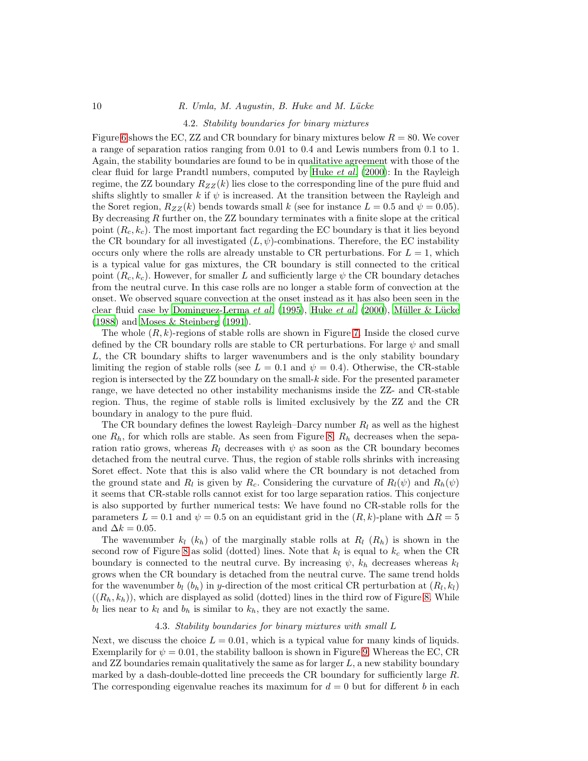### 4.2. *Stability boundaries for binary mixtures*

Figure 6 shows the EC, ZZ and CR boundary for binary mixtures below $R = 80$. We cover a range of separation ratios ranging from 0.01 to 0.4 and Lewis numbers from 0.1 to 1. Again, the stability boundaries are found to be in qualitative agreement with those of the clear fluid for large Prandtl numbers, computed by Huke *et al.* (2000): In the Rayleigh regime, the ZZ boundary $R_{ZZ}(k)$ lies close to the corresponding line of the pure fluid and shifts slightly to smaller $k$ if $\psi$ is increased. At the transition between the Rayleigh and the Soret region, $R_{ZZ}(k)$ bends towards small $k$ (see for instance $L = 0.5$ and $\psi = 0.05$). By decreasing $R$ further on, the ZZ boundary terminates with a finite slope at the critical point $(R_c, k_c)$. The most important fact regarding the EC boundary is that it lies beyond the CR boundary for all investigated $(L, \psi)$-combinations. Therefore, the EC instability occurs only where the rolls are already unstable to CR perturbations. For $L = 1$, which is a typical value for gas mixtures, the CR boundary is still connected to the critical point $(R_c, k_c)$. However, for smaller $L$ and sufficiently large $\psi$ the CR boundary detaches from the neutral curve. In this case rolls are no longer a stable form of convection at the onset. We observed square convection at the onset instead as it has also been seen in the clear fluid case by Dominguez-Lerma *et al.* (1995), Huke *et al.* (2000), Müller & Lücke (1988) and Moses & Steinberg (1991).

The whole $(R, k)$-regions of stable rolls are shown in Figure 7. Inside the closed curve defined by the CR boundary rolls are stable to CR perturbations. For large $\psi$ and small $L$, the CR boundary shifts to larger wavenumbers and is the only stability boundary limiting the region of stable rolls (see $L = 0.1$ and $\psi = 0.4$). Otherwise, the CR-stable region is intersected by the ZZ boundary on the small-$k$ side. For the presented parameter range, we have detected no other instability mechanisms inside the ZZ- and CR-stable region. Thus, the regime of stable rolls is limited exclusively by the ZZ and the CR boundary in analogy to the pure fluid.

The CR boundary defines the lowest Rayleigh–Darcy number $R_l$ as well as the highest one $R_h$, for which rolls are stable. As seen from Figure 8, $R_h$ decreases when the separation ratio grows, whereas $R_l$ decreases with $\psi$ as soon as the CR boundary becomes detached from the neutral curve. Thus, the region of stable rolls shrinks with increasing Soret effect. Note that this is also valid where the CR boundary is not detached from the ground state and $R_l$ is given by $R_c$. Considering the curvature of $R_l(\psi)$ and $R_h(\psi)$ it seems that CR-stable rolls cannot exist for too large separation ratios. This conjecture is also supported by further numerical tests: We have found no CR-stable rolls for the parameters $L = 0.1$ and $\psi = 0.5$ on an equidistant grid in the $(R, k)$-plane with $\Delta R = 5$ and $\Delta k = 0.05$.

The wavenumber $k_l$ ($k_h$) of the marginally stable rolls at $R_l$ ($R_h$) is shown in the second row of Figure 8 as solid (dotted) lines. Note that $k_l$ is equal to $k_c$ when the CR boundary is connected to the neutral curve. By increasing $\psi$, $k_h$ decreases whereas $k_l$ grows when the CR boundary is detached from the neutral curve. The same trend holds for the wavenumber $b_l$ ($b_h$) in $y$-direction of the most critical CR perturbation at $(R_l, k_l)$ ($(R_h, k_h)$), which are displayed as solid (dotted) lines in the third row of Figure 8. While $b_l$ lies near to $k_l$ and $b_h$ is similar to $k_h$, they are not exactly the same.

### 4.3. *Stability boundaries for binary mixtures with small L*

Next, we discuss the choice $L = 0.01$, which is a typical value for many kinds of liquids. Exemplarily for $\psi = 0.01$, the stability balloon is shown in Figure 9. Whereas the EC, CR and ZZ boundaries remain qualitatively the same as for larger $L$, a new stability boundary marked by a dash-double-dotted line preceeds the CR boundary for sufficiently large $R$. The corresponding eigenvalue reaches its maximum for $d = 0$ but for different $b$ in each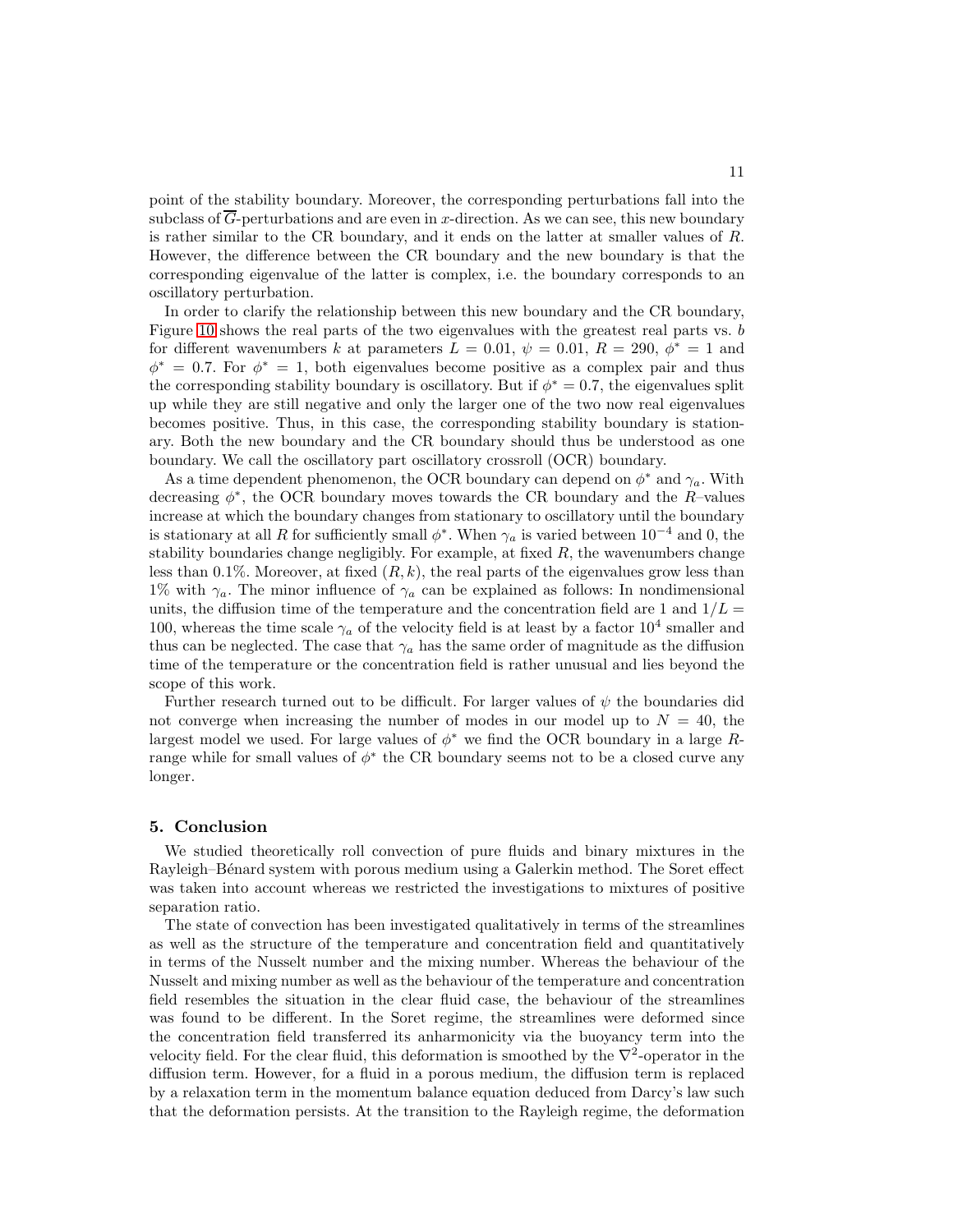point of the stability boundary. Moreover, the corresponding perturbations fall into the subclass of $\overline{G}$-perturbations and are even in $x$-direction. As we can see, this new boundary is rather similar to the CR boundary, and it ends on the latter at smaller values of $R$. However, the difference between the CR boundary and the new boundary is that the corresponding eigenvalue of the latter is complex, i.e. the boundary corresponds to an oscillatory perturbation.

In order to clarify the relationship between this new boundary and the CR boundary, Figure 10 shows the real parts of the two eigenvalues with the greatest real parts vs. $b$ for different wavenumbers $k$ at parameters $L = 0.01$, $\psi = 0.01$, $R = 290$, $\phi^* = 1$ and $\phi^* = 0.7$. For $\phi^* = 1$, both eigenvalues become positive as a complex pair and thus the corresponding stability boundary is oscillatory. But if $\phi^* = 0.7$, the eigenvalues split up while they are still negative and only the larger one of the two now real eigenvalues becomes positive. Thus, in this case, the corresponding stability boundary is stationary. Both the new boundary and the CR boundary should thus be understood as one boundary. We call the oscillatory part oscillatory crossroll (OCR) boundary.

As a time dependent phenomenon, the OCR boundary can depend on $\phi^*$ and $\gamma_a$. With decreasing $\phi^*$, the OCR boundary moves towards the CR boundary and the $R$–values increase at which the boundary changes from stationary to oscillatory until the boundary is stationary at all $R$ for sufficiently small $\phi^*$. When $\gamma_a$ is varied between $10^{-4}$ and 0, the stability boundaries change negligibly. For example, at fixed $R$, the wavenumbers change less than 0.1%. Moreover, at fixed $(R, k)$, the real parts of the eigenvalues grow less than 1% with $\gamma_a$. The minor influence of $\gamma_a$ can be explained as follows: In nondimensional units, the diffusion time of the temperature and the concentration field are 1 and $1/L = 100$, whereas the time scale $\gamma_a$ of the velocity field is at least by a factor $10^4$ smaller and thus can be neglected. The case that $\gamma_a$ has the same order of magnitude as the diffusion time of the temperature or the concentration field is rather unusual and lies beyond the scope of this work.

Further research turned out to be difficult. For larger values of $\psi$ the boundaries did not converge when increasing the number of modes in our model up to $N = 40$, the largest model we used. For large values of $\phi^*$ we find the OCR boundary in a large $R$-range while for small values of $\phi^*$ the CR boundary seems not to be a closed curve any longer.

## 5. Conclusion

We studied theoretically roll convection of pure fluids and binary mixtures in the Rayleigh–Bénard system with porous medium using a Galerkin method. The Soret effect was taken into account whereas we restricted the investigations to mixtures of positive separation ratio.

The state of convection has been investigated qualitatively in terms of the streamlines as well as the structure of the temperature and concentration field and quantitatively in terms of the Nusselt number and the mixing number. Whereas the behaviour of the Nusselt and mixing number as well as the behaviour of the temperature and concentration field resembles the situation in the clear fluid case, the behaviour of the streamlines was found to be different. In the Soret regime, the streamlines were deformed since the concentration field transferred its anharmonicity via the buoyancy term into the velocity field. For the clear fluid, this deformation is smoothed by the $\nabla^2$-operator in the diffusion term. However, for a fluid in a porous medium, the diffusion term is replaced by a relaxation term in the momentum balance equation deduced from Darcy's law such that the deformation persists. At the transition to the Rayleigh regime, the deformation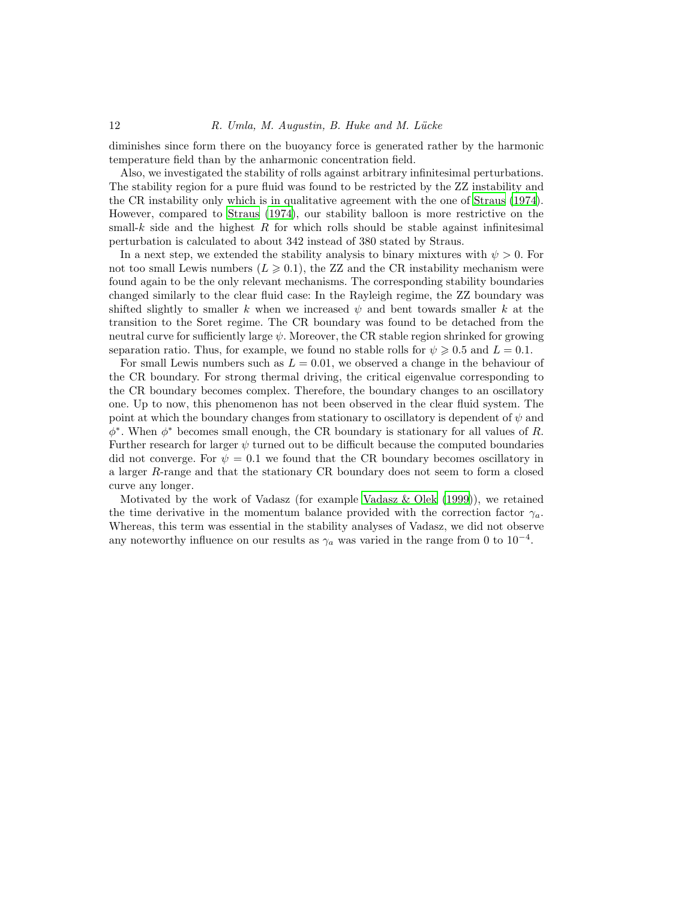diminishes since form there on the buoyancy force is generated rather by the harmonic temperature field than by the anharmonic concentration field.

Also, we investigated the stability of rolls against arbitrary infinitesimal perturbations. The stability region for a pure fluid was found to be restricted by the ZZ instability and the CR instability only which is in qualitative agreement with the one of Straus (1974). However, compared to Straus (1974), our stability balloon is more restrictive on the small-$k$ side and the highest $R$ for which rolls should be stable against infinitesimal perturbation is calculated to about 342 instead of 380 stated by Straus.

In a next step, we extended the stability analysis to binary mixtures with $\psi > 0$. For not too small Lewis numbers ($L \geqslant 0.1$), the ZZ and the CR instability mechanism were found again to be the only relevant mechanisms. The corresponding stability boundaries changed similarly to the clear fluid case: In the Rayleigh regime, the ZZ boundary was shifted slightly to smaller $k$ when we increased $\psi$ and bent towards smaller $k$ at the transition to the Soret regime. The CR boundary was found to be detached from the neutral curve for sufficiently large $\psi$. Moreover, the CR stable region shrinked for growing separation ratio. Thus, for example, we found no stable rolls for $\psi \geqslant 0.5$ and $L = 0.1$.

For small Lewis numbers such as $L = 0.01$, we observed a change in the behaviour of the CR boundary. For strong thermal driving, the critical eigenvalue corresponding to the CR boundary becomes complex. Therefore, the boundary changes to an oscillatory one. Up to now, this phenomenon has not been observed in the clear fluid system. The point at which the boundary changes from stationary to oscillatory is dependent of $\psi$ and $\phi^*$. When $\phi^*$ becomes small enough, the CR boundary is stationary for all values of $R$. Further research for larger $\psi$ turned out to be difficult because the computed boundaries did not converge. For $\psi = 0.1$ we found that the CR boundary becomes oscillatory in a larger $R$-range and that the stationary CR boundary does not seem to form a closed curve any longer.

Motivated by the work of Vadasz (for example Vadasz & Olek (1999)), we retained the time derivative in the momentum balance provided with the correction factor $\gamma_a$. Whereas, this term was essential in the stability analyses of Vadasz, we did not observe any noteworthy influence on our results as $\gamma_a$ was varied in the range from 0 to $10^{-4}$.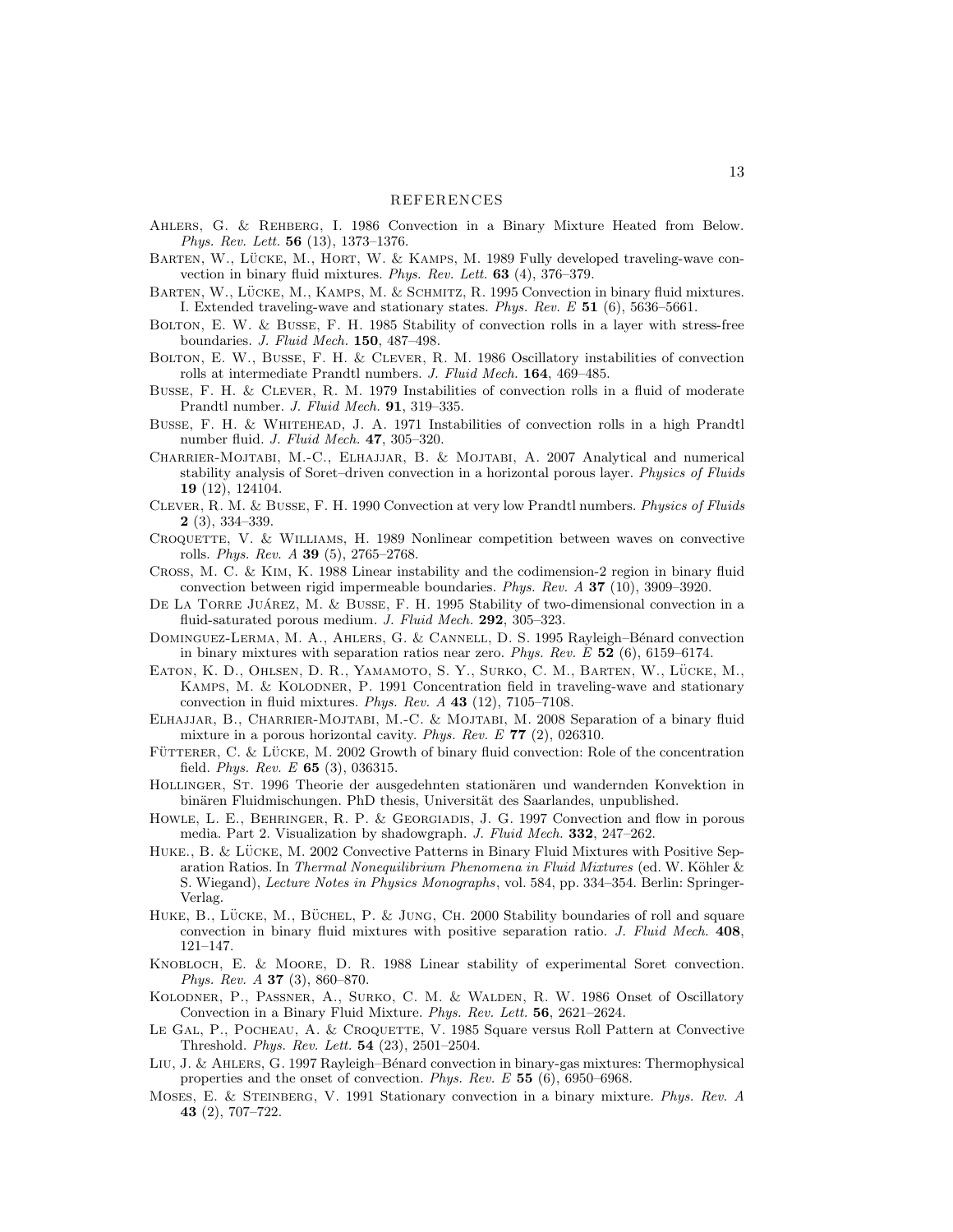## REFERENCES

Ahlers, G. & Rehberg, I. 1986 Convection in a Binary Mixture Heated from Below. *Phys. Rev. Lett.* **56** (13), 1373–1376.

Barten, W., Lücke, M., Hort, W. & Kamps, M. 1989 Fully developed traveling-wave convection in binary fluid mixtures. *Phys. Rev. Lett.* **63** (4), 376–379.

Barten, W., Lücke, M., Kamps, M. & Schmitz, R. 1995 Convection in binary fluid mixtures. I. Extended traveling-wave and stationary states. *Phys. Rev. E* **51** (6), 5636–5661.

Bolton, E. W. & Busse, F. H. 1985 Stability of convection rolls in a layer with stress-free boundaries. *J. Fluid Mech.* **150**, 487–498.

Bolton, E. W., Busse, F. H. & Clever, R. M. 1986 Oscillatory instabilities of convection rolls at intermediate Prandtl numbers. *J. Fluid Mech.* **164**, 469–485.

Busse, F. H. & Clever, R. M. 1979 Instabilities of convection rolls in a fluid of moderate Prandtl number. *J. Fluid Mech.* **91**, 319–335.

Busse, F. H. & Whitehead, J. A. 1971 Instabilities of convection rolls in a high Prandtl number fluid. *J. Fluid Mech.* **47**, 305–320.

Charrier-Mojtabi, M.-C., Elhajjar, B. & Mojtabi, A. 2007 Analytical and numerical stability analysis of Soret–driven convection in a horizontal porous layer. *Physics of Fluids* **19** (12), 124104.

Clever, R. M. & Busse, F. H. 1990 Convection at very low Prandtl numbers. *Physics of Fluids* **2** (3), 334–339.

Croquette, V. & Williams, H. 1989 Nonlinear competition between waves on convective rolls. *Phys. Rev. A* **39** (5), 2765–2768.

Cross, M. C. & Kim, K. 1988 Linear instability and the codimension-2 region in binary fluid convection between rigid impermeable boundaries. *Phys. Rev. A* **37** (10), 3909–3920.

De La Torre Juárez, M. & Busse, F. H. 1995 Stability of two-dimensional convection in a fluid-saturated porous medium. *J. Fluid Mech.* **292**, 305–323.

Dominguez-Lerma, M. A., Ahlers, G. & Cannell, D. S. 1995 Rayleigh–Bénard convection in binary mixtures with separation ratios near zero. *Phys. Rev. E* **52** (6), 6159–6174.

Eaton, K. D., Ohlsen, D. R., Yamamoto, S. Y., Surko, C. M., Barten, W., Lücke, M., Kamps, M. & Kolodner, P. 1991 Concentration field in traveling-wave and stationary convection in fluid mixtures. *Phys. Rev. A* **43** (12), 7105–7108.

Elhajjar, B., Charrier-Mojtabi, M.-C. & Mojtabi, M. 2008 Separation of a binary fluid mixture in a porous horizontal cavity. *Phys. Rev. E* **77** (2), 026310.

Fütterer, C. & Lücke, M. 2002 Growth of binary fluid convection: Role of the concentration field. *Phys. Rev. E* **65** (3), 036315.

Hollinger, St. 1996 Theorie der ausgedehnten stationären und wandernden Konvektion in binären Fluidmischungen. PhD thesis, Universität des Saarlandes, unpublished.

Howle, L. E., Behringer, R. P. & Georgiadis, J. G. 1997 Convection and flow in porous media. Part 2. Visualization by shadowgraph. *J. Fluid Mech.* **332**, 247–262.

Huke., B. & Lücke, M. 2002 Convective Patterns in Binary Fluid Mixtures with Positive Separation Ratios. In *Thermal Nonequilibrium Phenomena in Fluid Mixtures* (ed. W. Köhler & S. Wiegand), *Lecture Notes in Physics Monographs*, vol. 584, pp. 334–354. Berlin: Springer-Verlag.

Huke, B., Lücke, M., Büchel, P. & Jung, Ch. 2000 Stability boundaries of roll and square convection in binary fluid mixtures with positive separation ratio. *J. Fluid Mech.* **408**, 121–147.

Knobloch, E. & Moore, D. R. 1988 Linear stability of experimental Soret convection. *Phys. Rev. A* **37** (3), 860–870.

Kolodner, P., Passner, A., Surko, C. M. & Walden, R. W. 1986 Onset of Oscillatory Convection in a Binary Fluid Mixture. *Phys. Rev. Lett.* **56**, 2621–2624.

Le Gal, P., Pocheau, A. & Croquette, V. 1985 Square versus Roll Pattern at Convective Threshold. *Phys. Rev. Lett.* **54** (23), 2501–2504.

Liu, J. & Ahlers, G. 1997 Rayleigh–Bénard convection in binary-gas mixtures: Thermophysical properties and the onset of convection. *Phys. Rev. E* **55** (6), 6950–6968.

Moses, E. & Steinberg, V. 1991 Stationary convection in a binary mixture. *Phys. Rev. A* **43** (2), 707–722.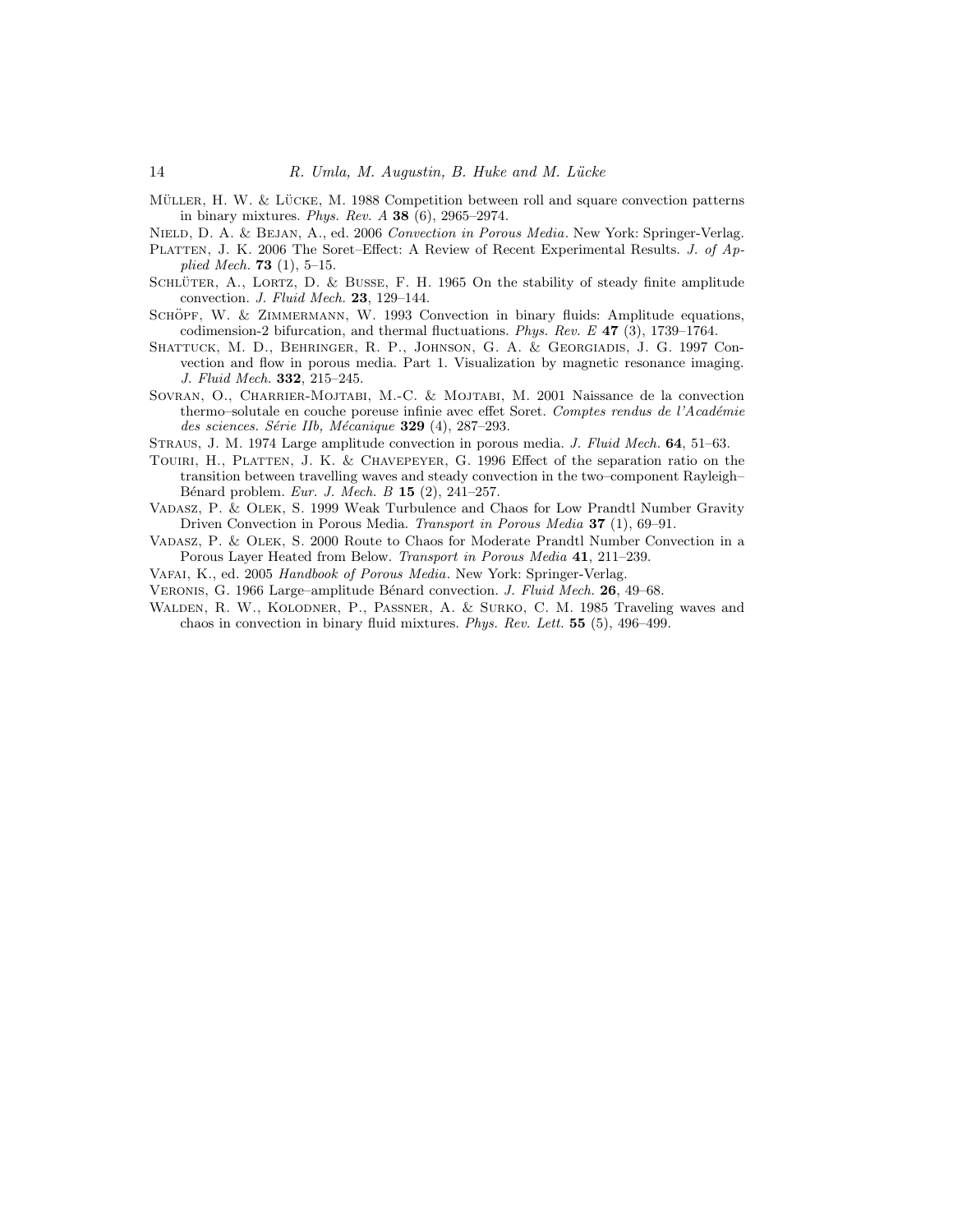Müller, H. W. & Lücke, M. 1988 Competition between roll and square convection patterns in binary mixtures. *Phys. Rev. A* **38** (6), 2965–2974.

Nield, D. A. & Bejan, A., ed. 2006 *Convection in Porous Media*. New York: Springer-Verlag.

Platten, J. K. 2006 The Soret–Effect: A Review of Recent Experimental Results. *J. of Applied Mech.* **73** (1), 5–15.

Schlüter, A., Lortz, D. & Busse, F. H. 1965 On the stability of steady finite amplitude convection. *J. Fluid Mech.* **23**, 129–144.

Schöpf, W. & Zimmermann, W. 1993 Convection in binary fluids: Amplitude equations, codimension-2 bifurcation, and thermal fluctuations. *Phys. Rev. E* **47** (3), 1739–1764.

Shattuck, M. D., Behringer, R. P., Johnson, G. A. & Georgiadis, J. G. 1997 Convection and flow in porous media. Part 1. Visualization by magnetic resonance imaging. *J. Fluid Mech.* **332**, 215–245.

Sovran, O., Charrier-Mojtabi, M.-C. & Mojtabi, M. 2001 Naissance de la convection thermo–solutale en couche poreuse infinie avec effet Soret. *Comptes rendus de l'Académie des sciences. Série IIb, Mécanique* **329** (4), 287–293.

Straus, J. M. 1974 Large amplitude convection in porous media. *J. Fluid Mech.* **64**, 51–63.

Touiri, H., Platten, J. K. & Chavepeyer, G. 1996 Effect of the separation ratio on the transition between travelling waves and steady convection in the two–component Rayleigh–Bénard problem. *Eur. J. Mech. B* **15** (2), 241–257.

Vadasz, P. & Olek, S. 1999 Weak Turbulence and Chaos for Low Prandtl Number Gravity Driven Convection in Porous Media. *Transport in Porous Media* **37** (1), 69–91.

Vadasz, P. & Olek, S. 2000 Route to Chaos for Moderate Prandtl Number Convection in a Porous Layer Heated from Below. *Transport in Porous Media* **41**, 211–239.

Vafai, K., ed. 2005 *Handbook of Porous Media*. New York: Springer-Verlag.

Veronis, G. 1966 Large–amplitude Bénard convection. *J. Fluid Mech.* **26**, 49–68.

Walden, R. W., Kolodner, P., Passner, A. & Surko, C. M. 1985 Traveling waves and chaos in convection in binary fluid mixtures. *Phys. Rev. Lett.* **55** (5), 496–499.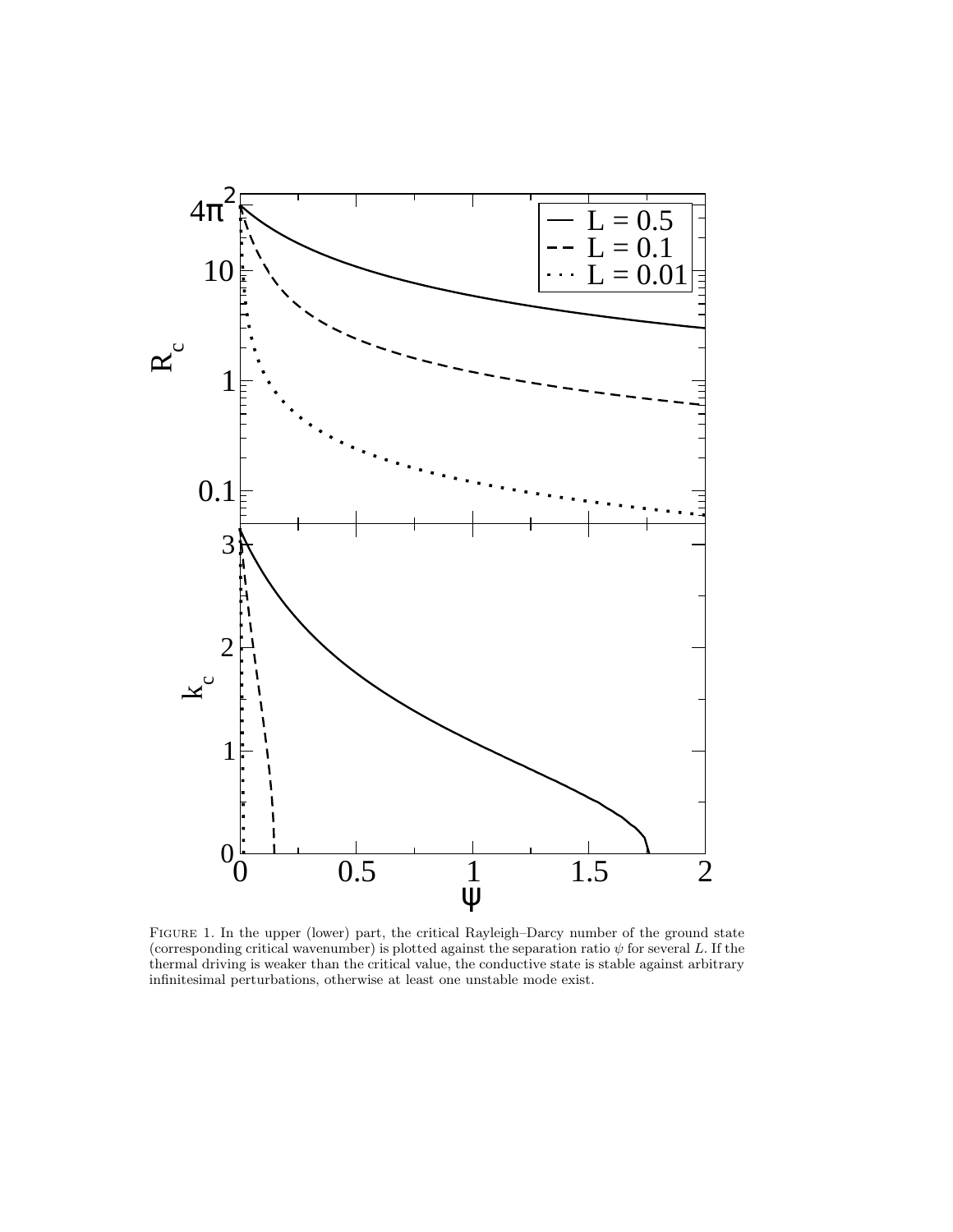Figure 1. In the upper (lower) part, the critical Rayleigh–Darcy number of the ground state (corresponding critical wavenumber) is plotted against the separation ratio $\psi$ for several $L$. If the thermal driving is weaker than the critical value, the conductive state is stable against arbitrary infinitesimal perturbations, otherwise at least one unstable mode exist.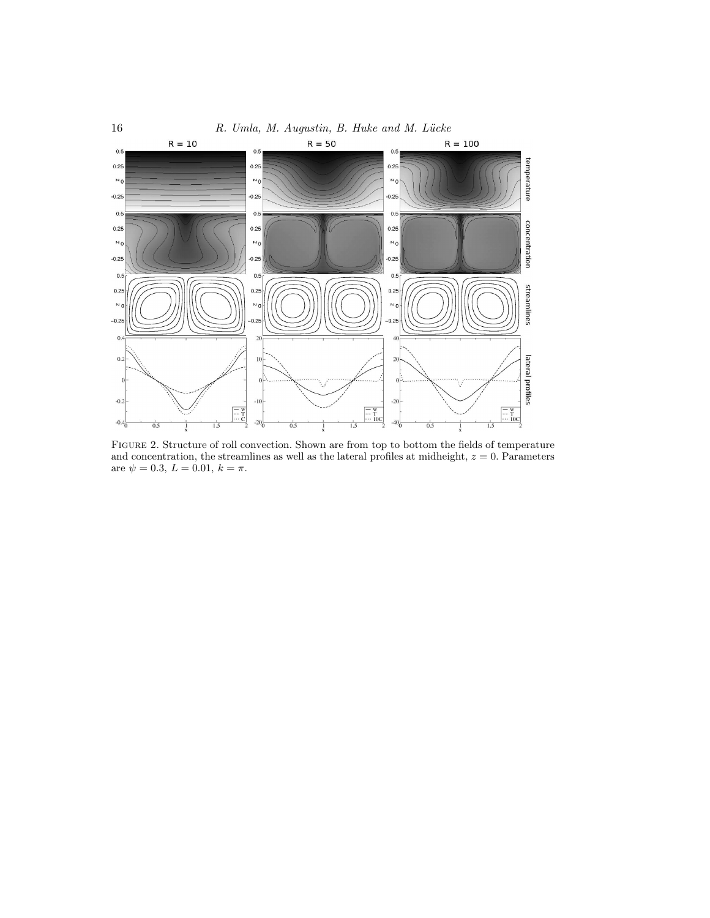FIGURE 2. Structure of roll convection. Shown are from top to bottom the fields of temperature and concentration, the streamlines as well as the lateral profiles at midheight, $z = 0$. Parameters are $\psi = 0.3$, $L = 0.01$, $k = \pi$.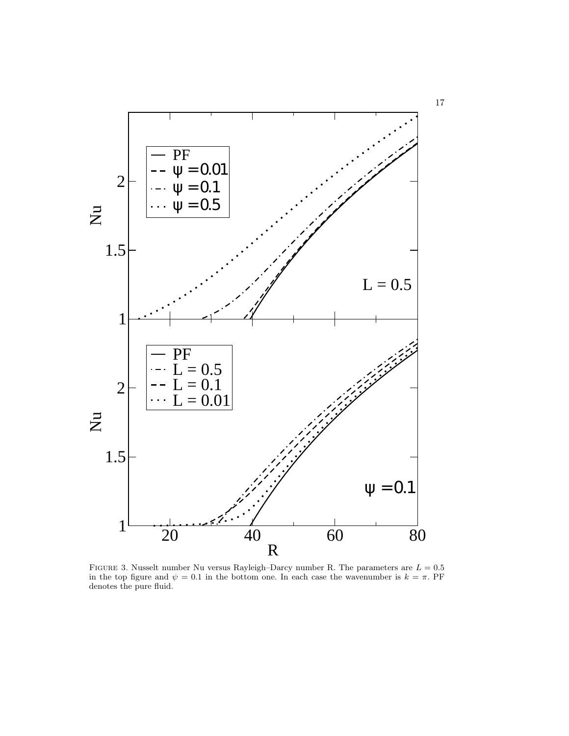Figure 3. Nusselt number Nu versus Rayleigh–Darcy number R. The parameters are $L = 0.5$ in the top figure and $\psi = 0.1$ in the bottom one. In each case the wavenumber is $k = \pi$. PF denotes the pure fluid.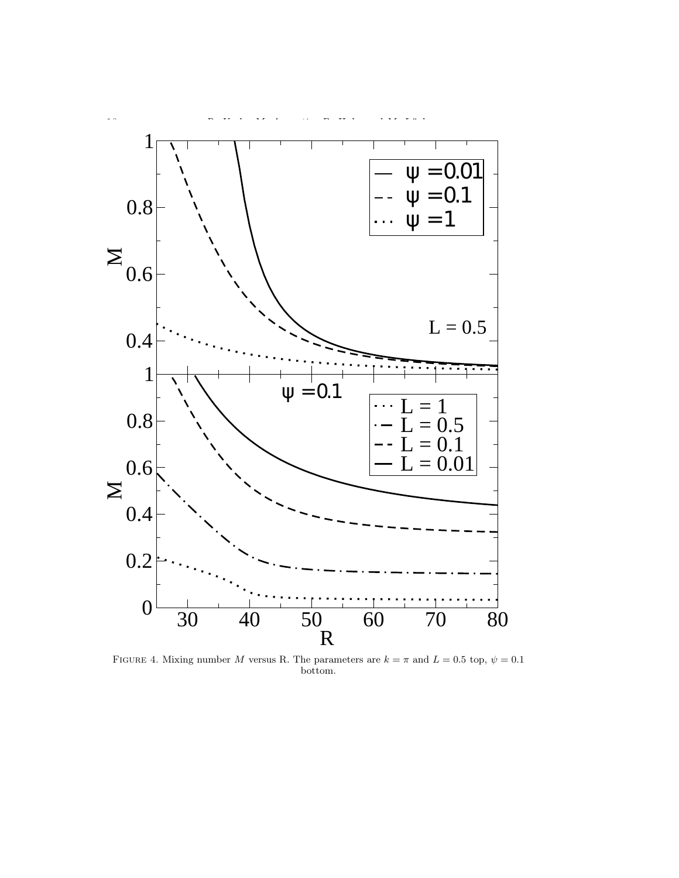FIGURE 4. Mixing number $M$ versus R. The parameters are $k = \pi$ and $L = 0.5$ top, $\psi = 0.1$ bottom.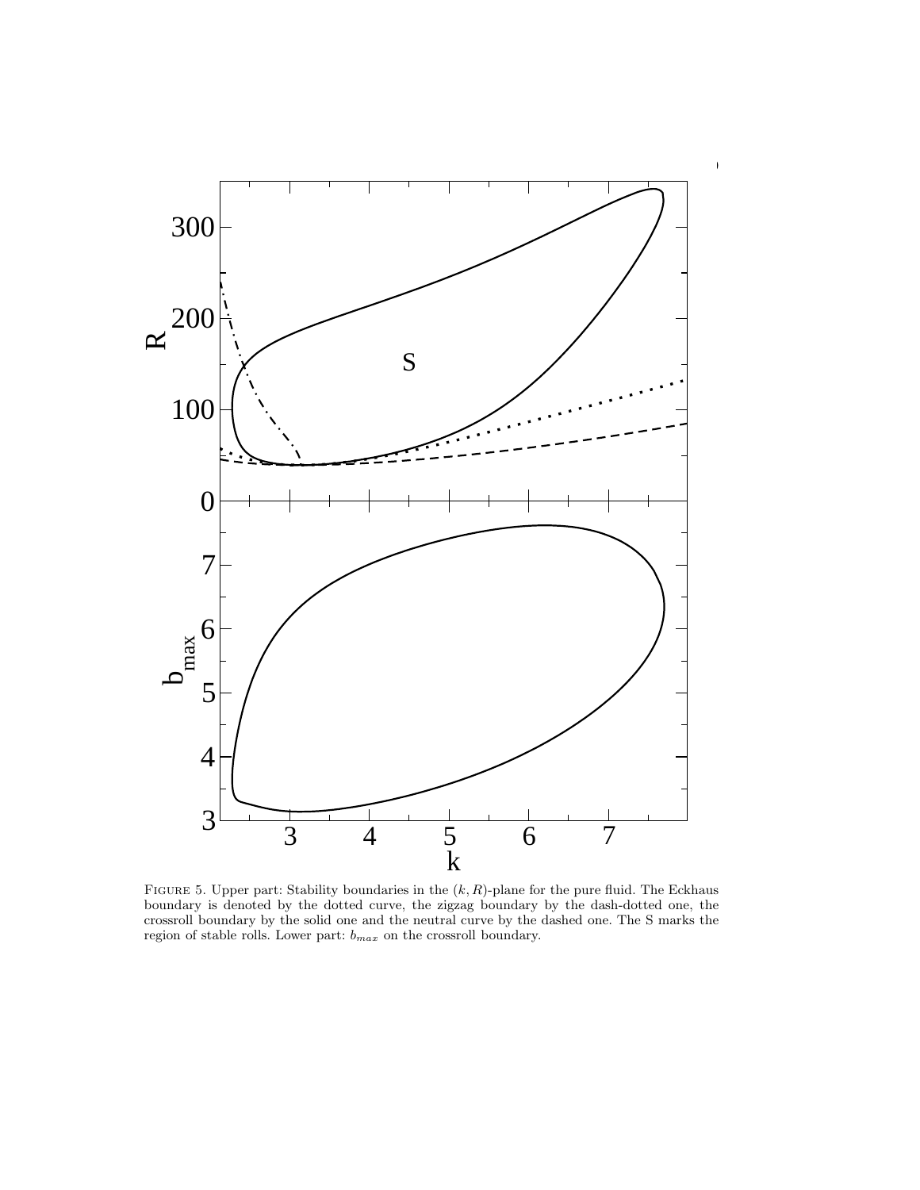FIGURE 5. Upper part: Stability boundaries in the $(k, R)$-plane for the pure fluid. The Eckhaus boundary is denoted by the dotted curve, the zigzag boundary by the dash-dotted one, the crossroll boundary by the solid one and the neutral curve by the dashed one. The S marks the region of stable rolls. Lower part: $b_{max}$ on the crossroll boundary.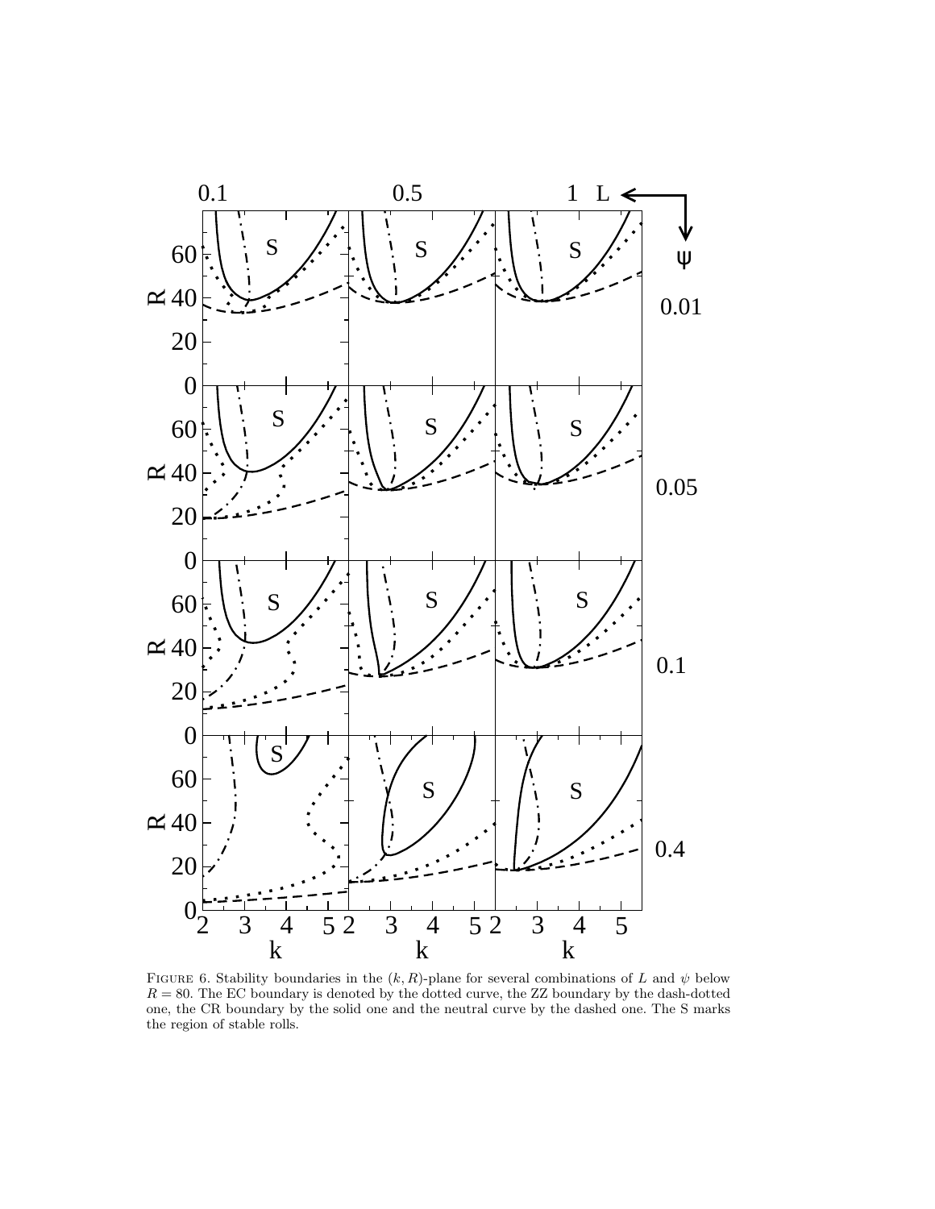Figure 6. Stability boundaries in the $(k, R)$-plane for several combinations of $L$ and $\psi$ below $R = 80$. The EC boundary is denoted by the dotted curve, the ZZ boundary by the dash-dotted one, the CR boundary by the solid one and the neutral curve by the dashed one. The S marks the region of stable rolls.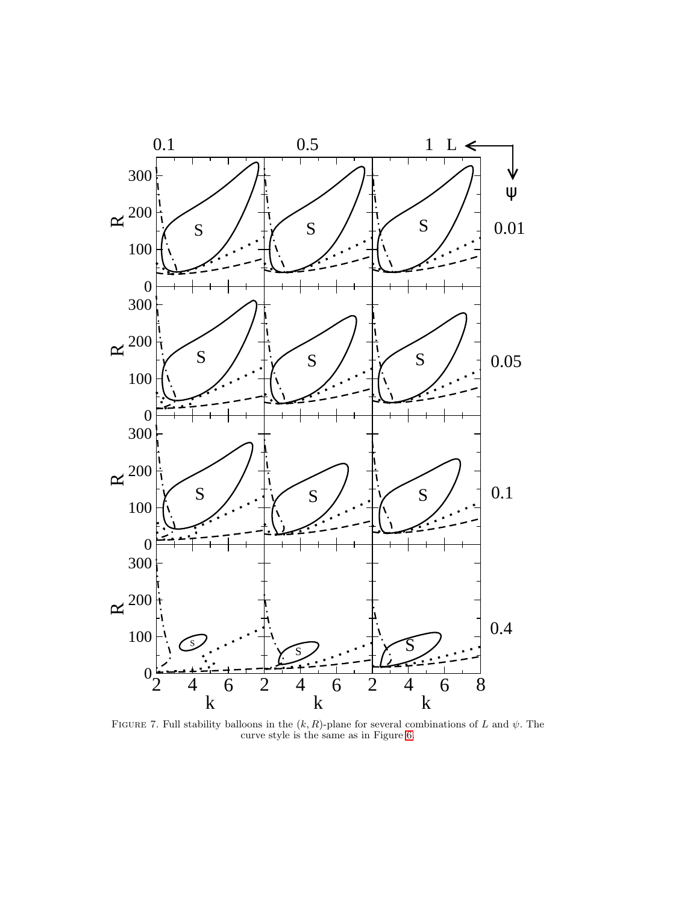FIGURE 7. Full stability balloons in the $(k, R)$-plane for several combinations of $L$ and $\psi$. The curve style is the same as in Figure 6.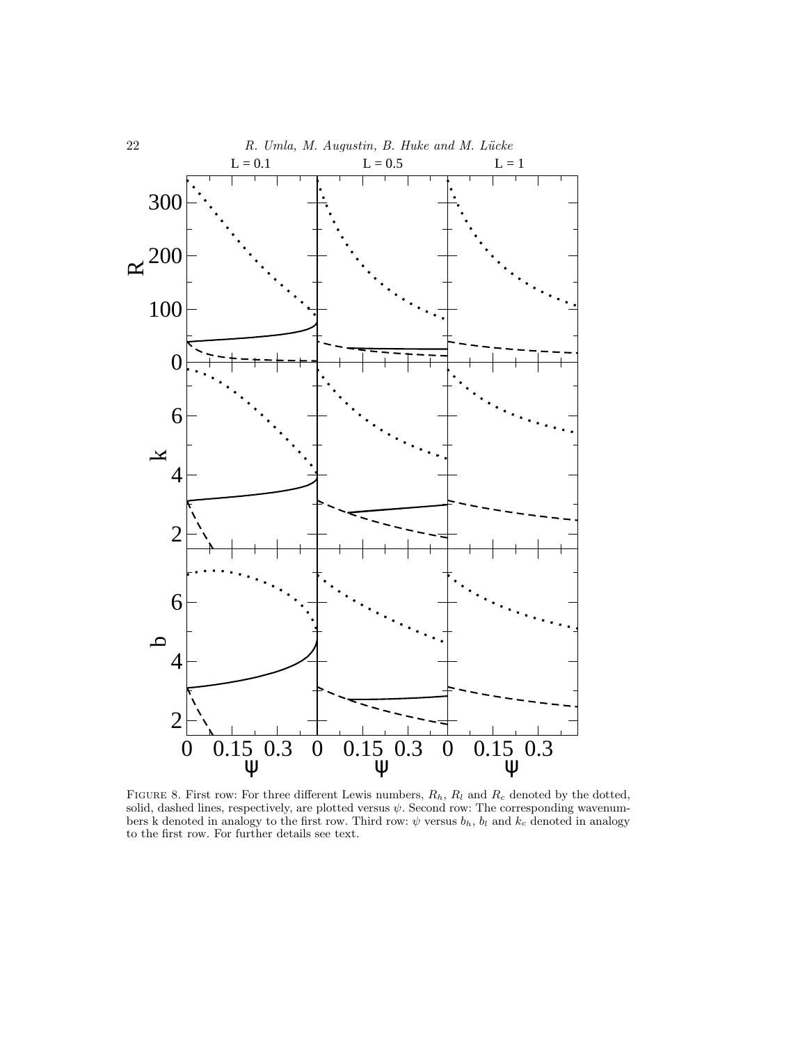FIGURE 8. First row: For three different Lewis numbers, $R_h$, $R_l$ and $R_c$ denoted by the dotted, solid, dashed lines, respectively, are plotted versus $\psi$. Second row: The corresponding wavenumbers k denoted in analogy to the first row. Third row: $\psi$ versus $b_h$, $b_l$ and $k_c$ denoted in analogy to the first row. For further details see text.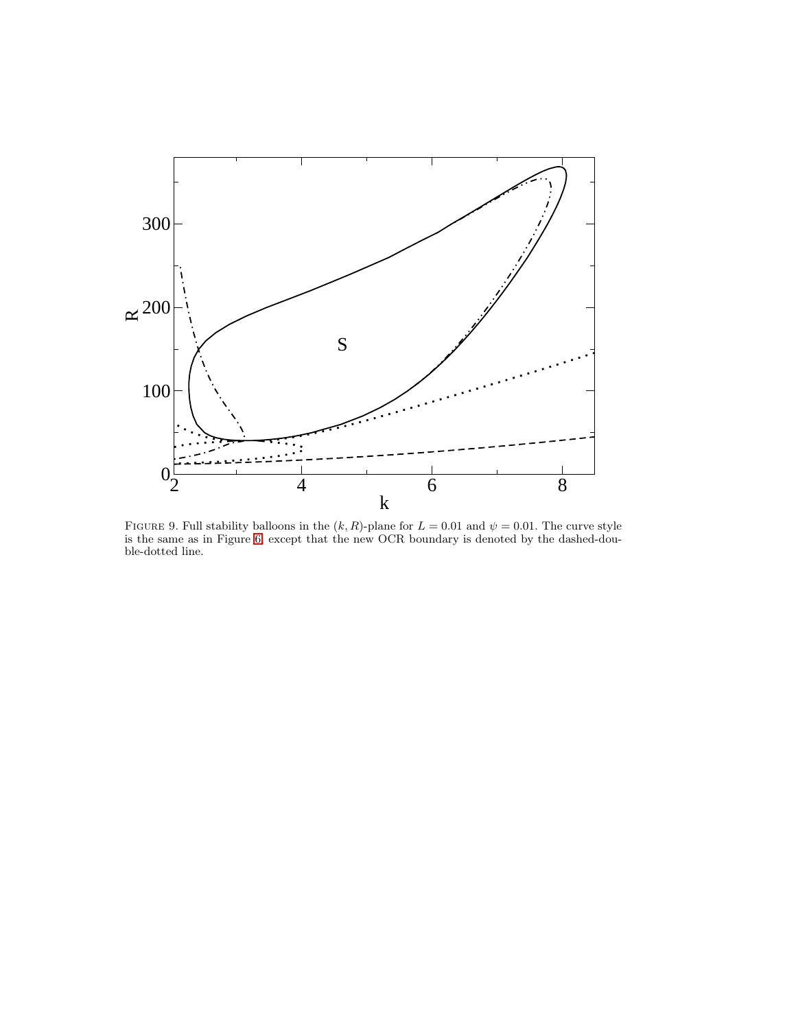Figure 9. Full stability balloons in the $(k, R)$-plane for $L = 0.01$ and $\psi = 0.01$. The curve style is the same as in Figure 6, except that the new OCR boundary is denoted by the dashed-double-dotted line.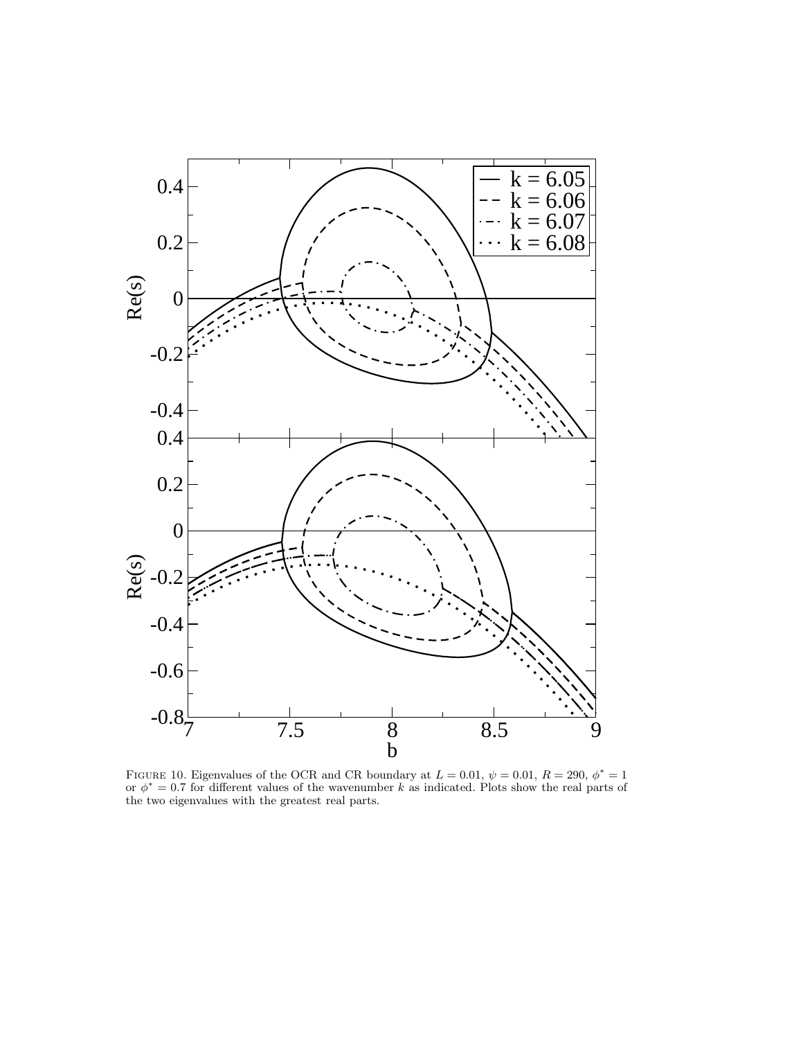0.4
0.2
0
-0.2
-0.4
Re(s)

k = 6.05
k = 6.06
k = 6.07
k = 6.08

0.4
0.2
0
-0.2
-0.4
-0.6
-0.8
Re(s)

7
7.5
8
8.5
9
b

FIGURE 10. Eigenvalues of the OCR and CR boundary at $L = 0.01$, $\psi = 0.01$, $R = 290$, $\phi^* = 1$ or $\phi^* = 0.7$ for different values of the wavenumber $k$ as indicated. Plots show the real parts of the two eigenvalues with the greatest real parts.